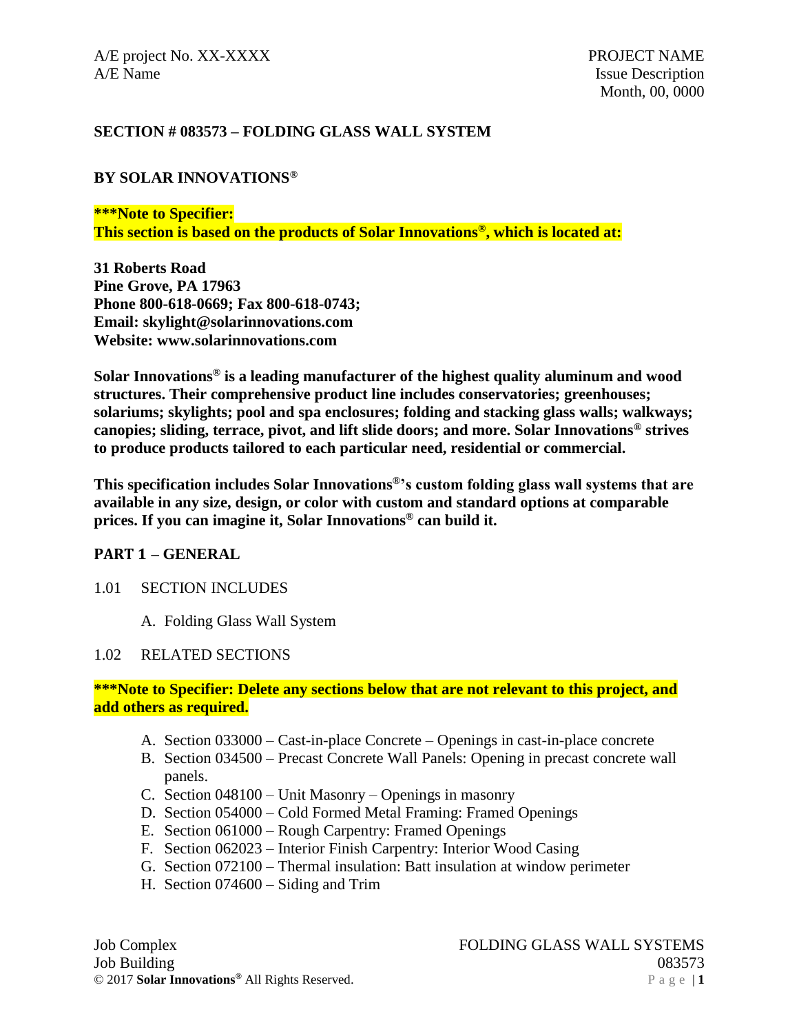## SECTION # 083573 – FOLDING GLASS WALL SYSTEM

### BY SOLAR INNOVATIONS®

**\*\*\*Note to Specifier:**
**This section is based on the products of Solar Innovations®, which is located at:**

**31 Roberts Road**
**Pine Grove, PA 17963**
**Phone 800-618-0669; Fax 800-618-0743;**
**Email: skylight@solarinnovations.com**
**Website: www.solarinnovations.com**

**Solar Innovations® is a leading manufacturer of the highest quality aluminum and wood structures. Their comprehensive product line includes conservatories; greenhouses; solariums; skylights; pool and spa enclosures; folding and stacking glass walls; walkways; canopies; sliding, terrace, pivot, and lift slide doors; and more. Solar Innovations® strives to produce products tailored to each particular need, residential or commercial.**

**This specification includes Solar Innovations®'s custom folding glass wall systems that are available in any size, design, or color with custom and standard options at comparable prices. If you can imagine it, Solar Innovations® can build it.**

## PART 1 – GENERAL

1.01 SECTION INCLUDES

A. Folding Glass Wall System

1.02 RELATED SECTIONS

**\*\*\*Note to Specifier: Delete any sections below that are not relevant to this project, and add others as required.**

A. Section 033000 – Cast-in-place Concrete – Openings in cast-in-place concrete
B. Section 034500 – Precast Concrete Wall Panels: Opening in precast concrete wall panels.
C. Section 048100 – Unit Masonry – Openings in masonry
D. Section 054000 – Cold Formed Metal Framing: Framed Openings
E. Section 061000 – Rough Carpentry: Framed Openings
F. Section 062023 – Interior Finish Carpentry: Interior Wood Casing
G. Section 072100 – Thermal insulation: Batt insulation at window perimeter
H. Section 074600 – Siding and Trim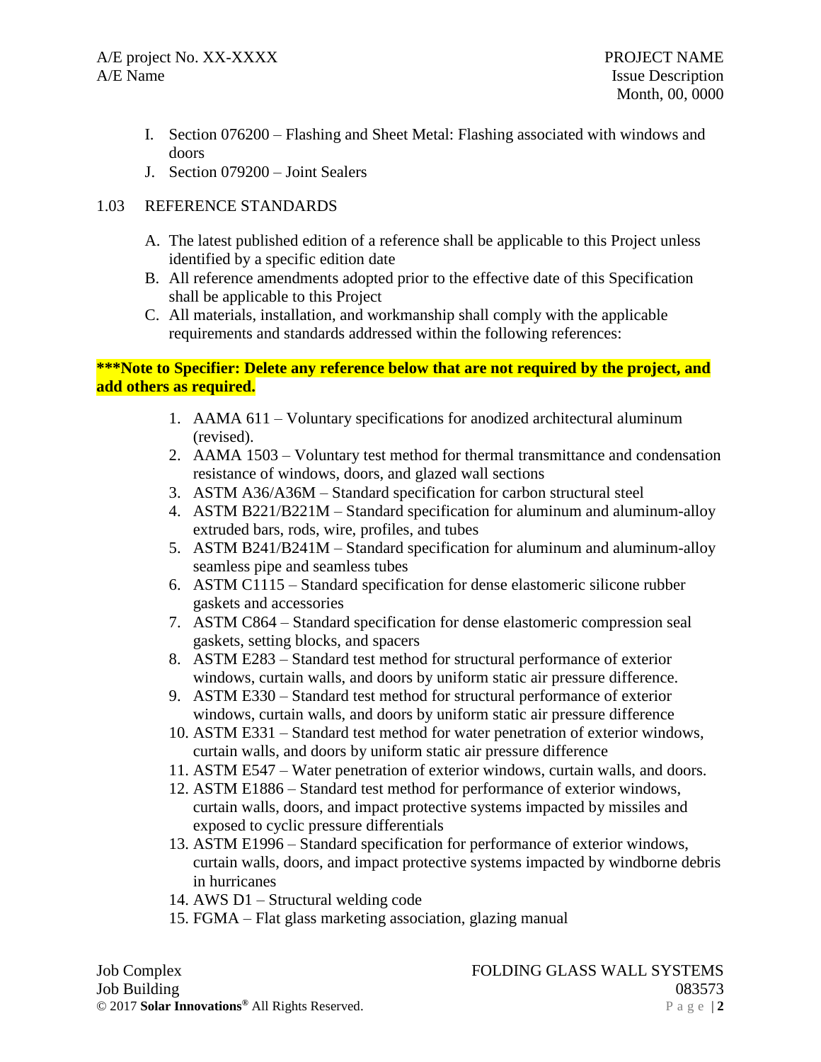I. Section 076200 – Flashing and Sheet Metal: Flashing associated with windows and doors

J. Section 079200 – Joint Sealers

## 1.03 REFERENCE STANDARDS

A. The latest published edition of a reference shall be applicable to this Project unless identified by a specific edition date

B. All reference amendments adopted prior to the effective date of this Specification shall be applicable to this Project

C. All materials, installation, and workmanship shall comply with the applicable requirements and standards addressed within the following references:

**\*\*\*Note to Specifier: Delete any reference below that are not required by the project, and add others as required.**

1. AAMA 611 – Voluntary specifications for anodized architectural aluminum (revised).
2. AAMA 1503 – Voluntary test method for thermal transmittance and condensation resistance of windows, doors, and glazed wall sections
3. ASTM A36/A36M – Standard specification for carbon structural steel
4. ASTM B221/B221M – Standard specification for aluminum and aluminum-alloy extruded bars, rods, wire, profiles, and tubes
5. ASTM B241/B241M – Standard specification for aluminum and aluminum-alloy seamless pipe and seamless tubes
6. ASTM C1115 – Standard specification for dense elastomeric silicone rubber gaskets and accessories
7. ASTM C864 – Standard specification for dense elastomeric compression seal gaskets, setting blocks, and spacers
8. ASTM E283 – Standard test method for structural performance of exterior windows, curtain walls, and doors by uniform static air pressure difference.
9. ASTM E330 – Standard test method for structural performance of exterior windows, curtain walls, and doors by uniform static air pressure difference
10. ASTM E331 – Standard test method for water penetration of exterior windows, curtain walls, and doors by uniform static air pressure difference
11. ASTM E547 – Water penetration of exterior windows, curtain walls, and doors.
12. ASTM E1886 – Standard test method for performance of exterior windows, curtain walls, doors, and impact protective systems impacted by missiles and exposed to cyclic pressure differentials
13. ASTM E1996 – Standard specification for performance of exterior windows, curtain walls, doors, and impact protective systems impacted by windborne debris in hurricanes
14. AWS D1 – Structural welding code
15. FGMA – Flat glass marketing association, glazing manual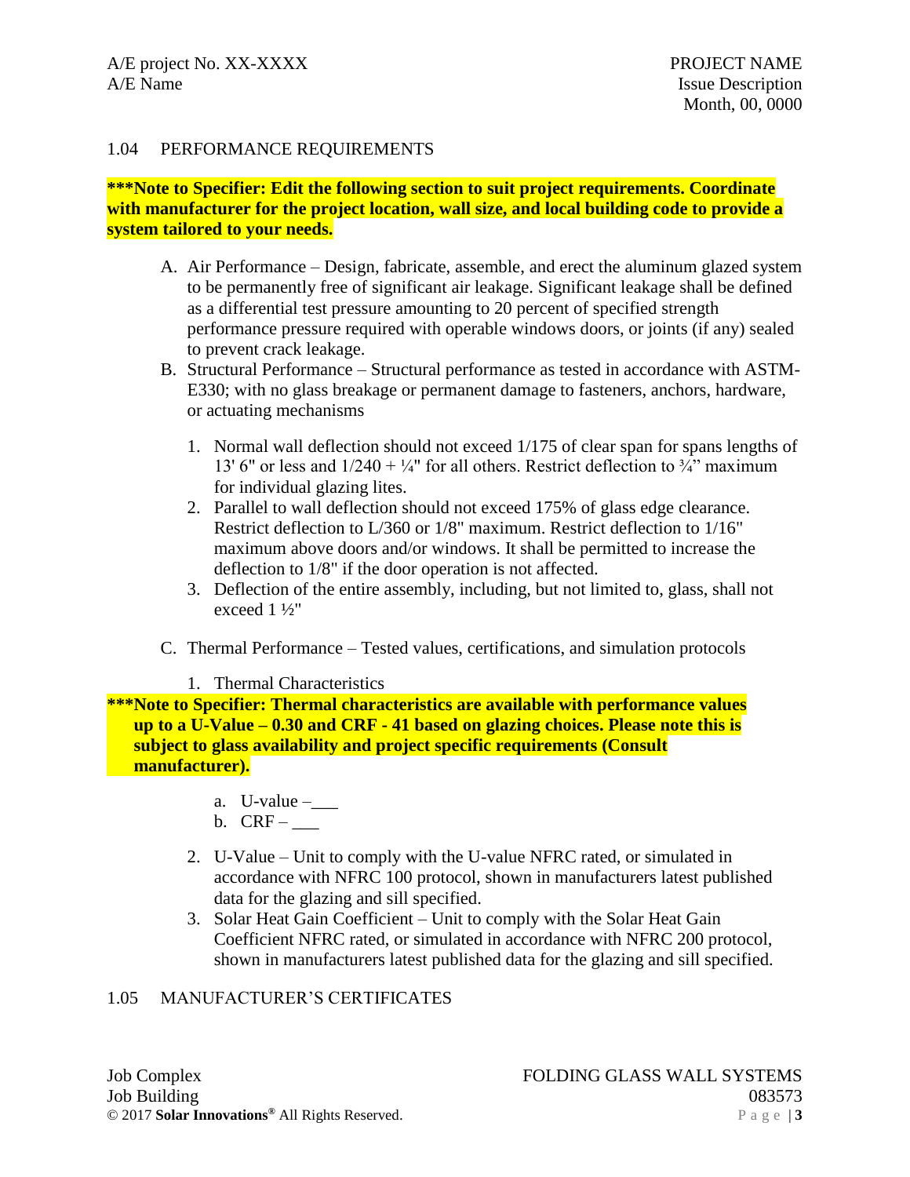1.04 PERFORMANCE REQUIREMENTS

**\*\*\*Note to Specifier: Edit the following section to suit project requirements. Coordinate with manufacturer for the project location, wall size, and local building code to provide a system tailored to your needs.**

A. Air Performance – Design, fabricate, assemble, and erect the aluminum glazed system to be permanently free of significant air leakage. Significant leakage shall be defined as a differential test pressure amounting to 20 percent of specified strength performance pressure required with operable windows doors, or joints (if any) sealed to prevent crack leakage.

B. Structural Performance – Structural performance as tested in accordance with ASTM-E330; with no glass breakage or permanent damage to fasteners, anchors, hardware, or actuating mechanisms

   1. Normal wall deflection should not exceed 1/175 of clear span for spans lengths of 13' 6" or less and 1/240 + ¼" for all others. Restrict deflection to ¾" maximum for individual glazing lites.
   2. Parallel to wall deflection should not exceed 175% of glass edge clearance. Restrict deflection to L/360 or 1/8" maximum. Restrict deflection to 1/16" maximum above doors and/or windows. It shall be permitted to increase the deflection to 1/8" if the door operation is not affected.
   3. Deflection of the entire assembly, including, but not limited to, glass, shall not exceed 1 ½"

C. Thermal Performance – Tested values, certifications, and simulation protocols

   1. Thermal Characteristics

**\*\*\*Note to Specifier: Thermal characteristics are available with performance values up to a U-Value – 0.30 and CRF - 41 based on glazing choices. Please note this is subject to glass availability and project specific requirements (Consult manufacturer).**

      a. U-value –\_\_\_
      b. CRF – \_\_\_

   2. U-Value – Unit to comply with the U-value NFRC rated, or simulated in accordance with NFRC 100 protocol, shown in manufacturers latest published data for the glazing and sill specified.
   3. Solar Heat Gain Coefficient – Unit to comply with the Solar Heat Gain Coefficient NFRC rated, or simulated in accordance with NFRC 200 protocol, shown in manufacturers latest published data for the glazing and sill specified.

1.05 MANUFACTURER'S CERTIFICATES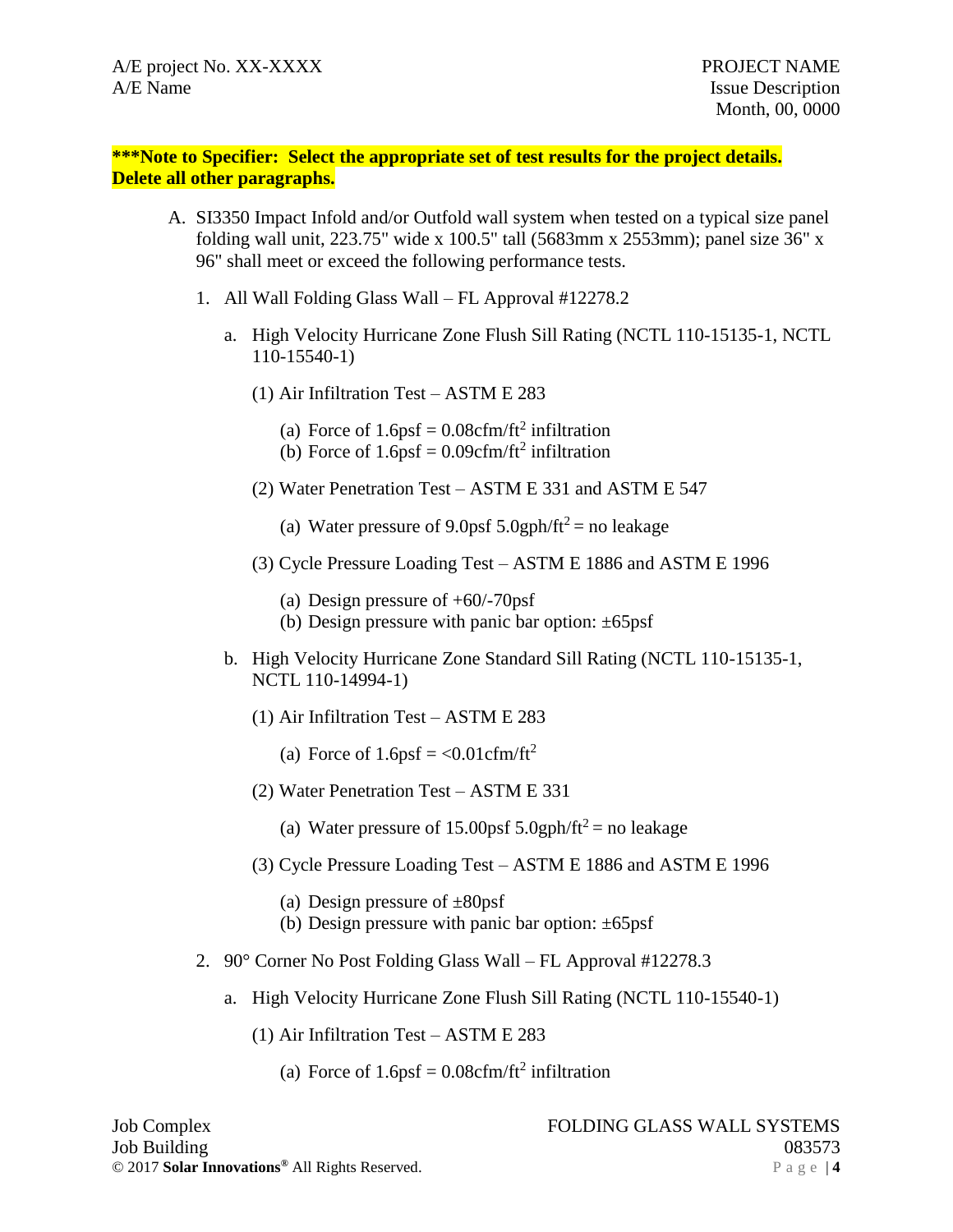**\*\*\*Note to Specifier: Select the appropriate set of test results for the project details. Delete all other paragraphs.**

A. SI3350 Impact Infold and/or Outfold wall system when tested on a typical size panel folding wall unit, 223.75" wide x 100.5" tall (5683mm x 2553mm); panel size 36" x 96" shall meet or exceed the following performance tests.

1. All Wall Folding Glass Wall – FL Approval #12278.2

   a. High Velocity Hurricane Zone Flush Sill Rating (NCTL 110-15135-1, NCTL 110-15540-1)

      (1) Air Infiltration Test – ASTM E 283

         (a) Force of 1.6psf = 0.08cfm/ft$^2$ infiltration
         (b) Force of 1.6psf = 0.09cfm/ft$^2$ infiltration

      (2) Water Penetration Test – ASTM E 331 and ASTM E 547

         (a) Water pressure of 9.0psf 5.0gph/ft$^2$ = no leakage

      (3) Cycle Pressure Loading Test – ASTM E 1886 and ASTM E 1996

         (a) Design pressure of +60/-70psf
         (b) Design pressure with panic bar option: ±65psf

   b. High Velocity Hurricane Zone Standard Sill Rating (NCTL 110-15135-1, NCTL 110-14994-1)

      (1) Air Infiltration Test – ASTM E 283

         (a) Force of 1.6psf = <0.01cfm/ft$^2$

      (2) Water Penetration Test – ASTM E 331

         (a) Water pressure of 15.00psf 5.0gph/ft$^2$ = no leakage

      (3) Cycle Pressure Loading Test – ASTM E 1886 and ASTM E 1996

         (a) Design pressure of ±80psf
         (b) Design pressure with panic bar option: ±65psf

2. 90° Corner No Post Folding Glass Wall – FL Approval #12278.3

   a. High Velocity Hurricane Zone Flush Sill Rating (NCTL 110-15540-1)

      (1) Air Infiltration Test – ASTM E 283

         (a) Force of 1.6psf = 0.08cfm/ft$^2$ infiltration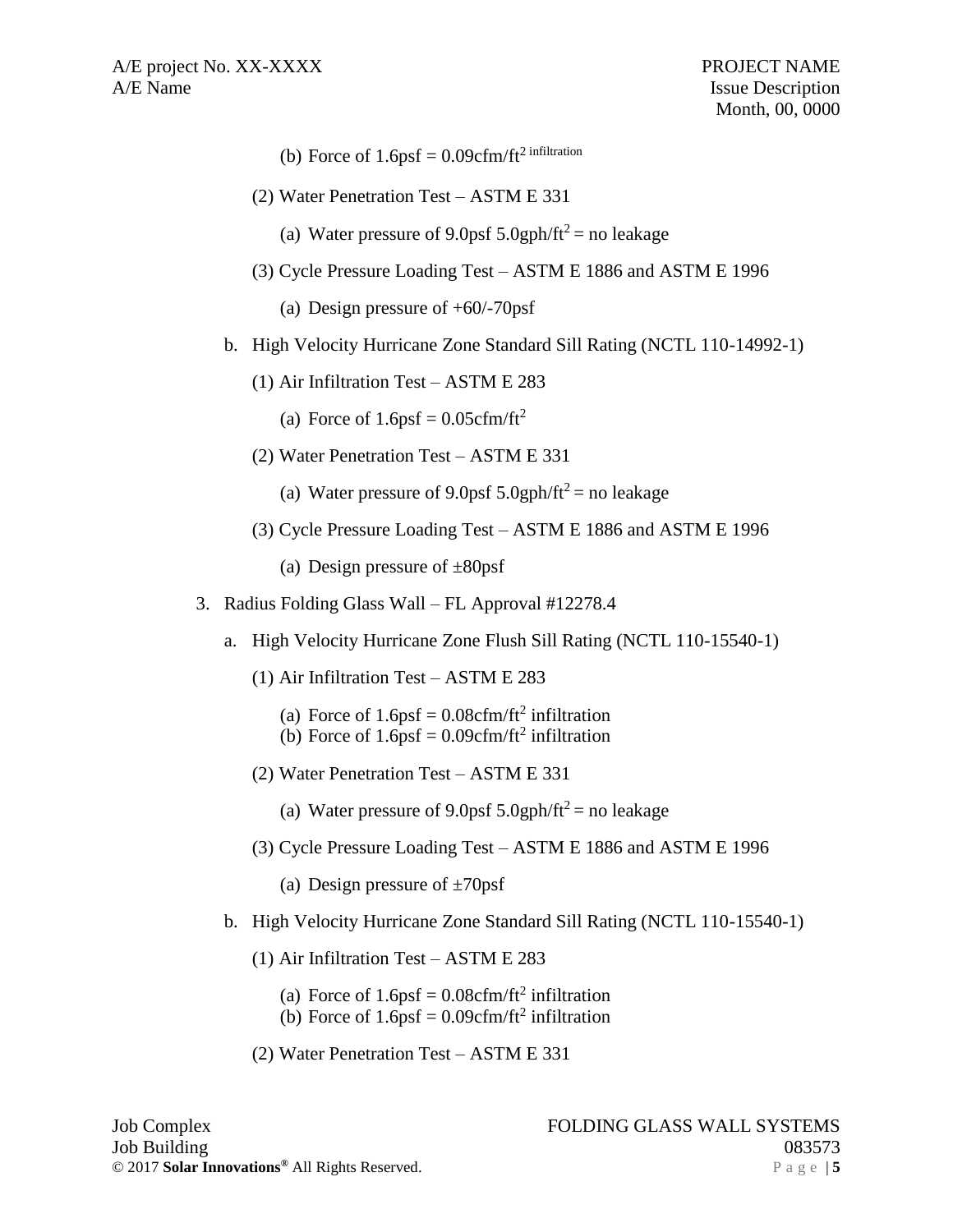(b) Force of 1.6psf = 0.09cfm/ft$^{2}$ infiltration

(2) Water Penetration Test – ASTM E 331

(a) Water pressure of 9.0psf 5.0gph/ft$^{2}$ = no leakage

(3) Cycle Pressure Loading Test – ASTM E 1886 and ASTM E 1996

(a) Design pressure of +60/-70psf

b. High Velocity Hurricane Zone Standard Sill Rating (NCTL 110-14992-1)

(1) Air Infiltration Test – ASTM E 283

(a) Force of 1.6psf = 0.05cfm/ft$^{2}$

(2) Water Penetration Test – ASTM E 331

(a) Water pressure of 9.0psf 5.0gph/ft$^{2}$ = no leakage

(3) Cycle Pressure Loading Test – ASTM E 1886 and ASTM E 1996

(a) Design pressure of ±80psf

3. Radius Folding Glass Wall – FL Approval #12278.4

a. High Velocity Hurricane Zone Flush Sill Rating (NCTL 110-15540-1)

(1) Air Infiltration Test – ASTM E 283

(a) Force of 1.6psf = 0.08cfm/ft$^{2}$ infiltration
(b) Force of 1.6psf = 0.09cfm/ft$^{2}$ infiltration

(2) Water Penetration Test – ASTM E 331

(a) Water pressure of 9.0psf 5.0gph/ft$^{2}$ = no leakage

(3) Cycle Pressure Loading Test – ASTM E 1886 and ASTM E 1996

(a) Design pressure of ±70psf

b. High Velocity Hurricane Zone Standard Sill Rating (NCTL 110-15540-1)

(1) Air Infiltration Test – ASTM E 283

(a) Force of 1.6psf = 0.08cfm/ft$^{2}$ infiltration
(b) Force of 1.6psf = 0.09cfm/ft$^{2}$ infiltration

(2) Water Penetration Test – ASTM E 331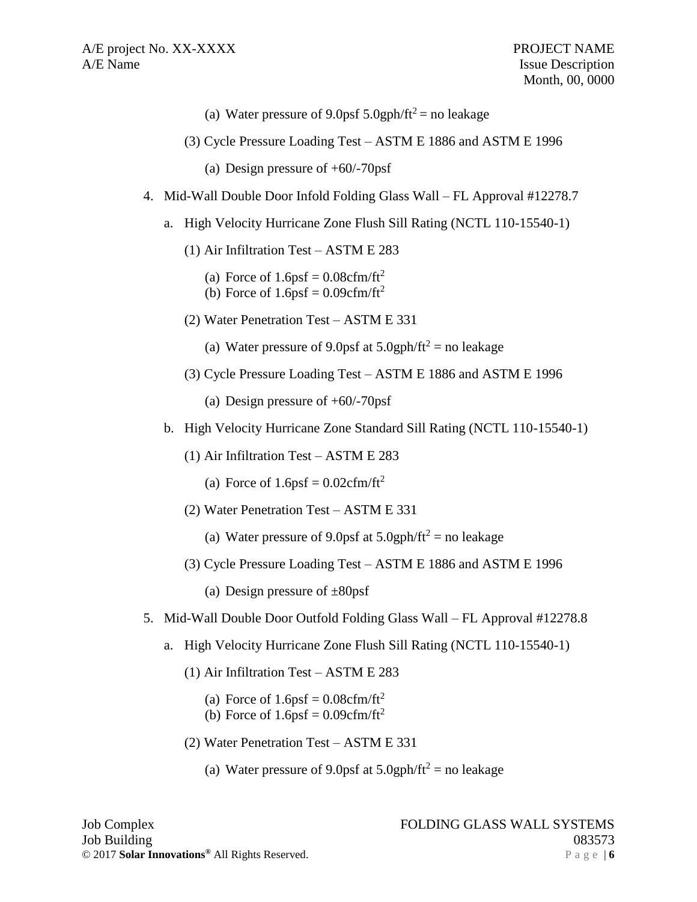(a) Water pressure of 9.0psf 5.0gph/ft$^2$ = no leakage

(3) Cycle Pressure Loading Test – ASTM E 1886 and ASTM E 1996

(a) Design pressure of +60/-70psf

4. Mid-Wall Double Door Infold Folding Glass Wall – FL Approval #12278.7

   a. High Velocity Hurricane Zone Flush Sill Rating (NCTL 110-15540-1)

      (1) Air Infiltration Test – ASTM E 283

         (a) Force of 1.6psf = 0.08cfm/ft$^2$
         (b) Force of 1.6psf = 0.09cfm/ft$^2$

      (2) Water Penetration Test – ASTM E 331

         (a) Water pressure of 9.0psf at 5.0gph/ft$^2$ = no leakage

      (3) Cycle Pressure Loading Test – ASTM E 1886 and ASTM E 1996

         (a) Design pressure of +60/-70psf

   b. High Velocity Hurricane Zone Standard Sill Rating (NCTL 110-15540-1)

      (1) Air Infiltration Test – ASTM E 283

         (a) Force of 1.6psf = 0.02cfm/ft$^2$

      (2) Water Penetration Test – ASTM E 331

         (a) Water pressure of 9.0psf at 5.0gph/ft$^2$ = no leakage

      (3) Cycle Pressure Loading Test – ASTM E 1886 and ASTM E 1996

         (a) Design pressure of ±80psf

5. Mid-Wall Double Door Outfold Folding Glass Wall – FL Approval #12278.8

   a. High Velocity Hurricane Zone Flush Sill Rating (NCTL 110-15540-1)

      (1) Air Infiltration Test – ASTM E 283

         (a) Force of 1.6psf = 0.08cfm/ft$^2$
         (b) Force of 1.6psf = 0.09cfm/ft$^2$

      (2) Water Penetration Test – ASTM E 331

         (a) Water pressure of 9.0psf at 5.0gph/ft$^2$ = no leakage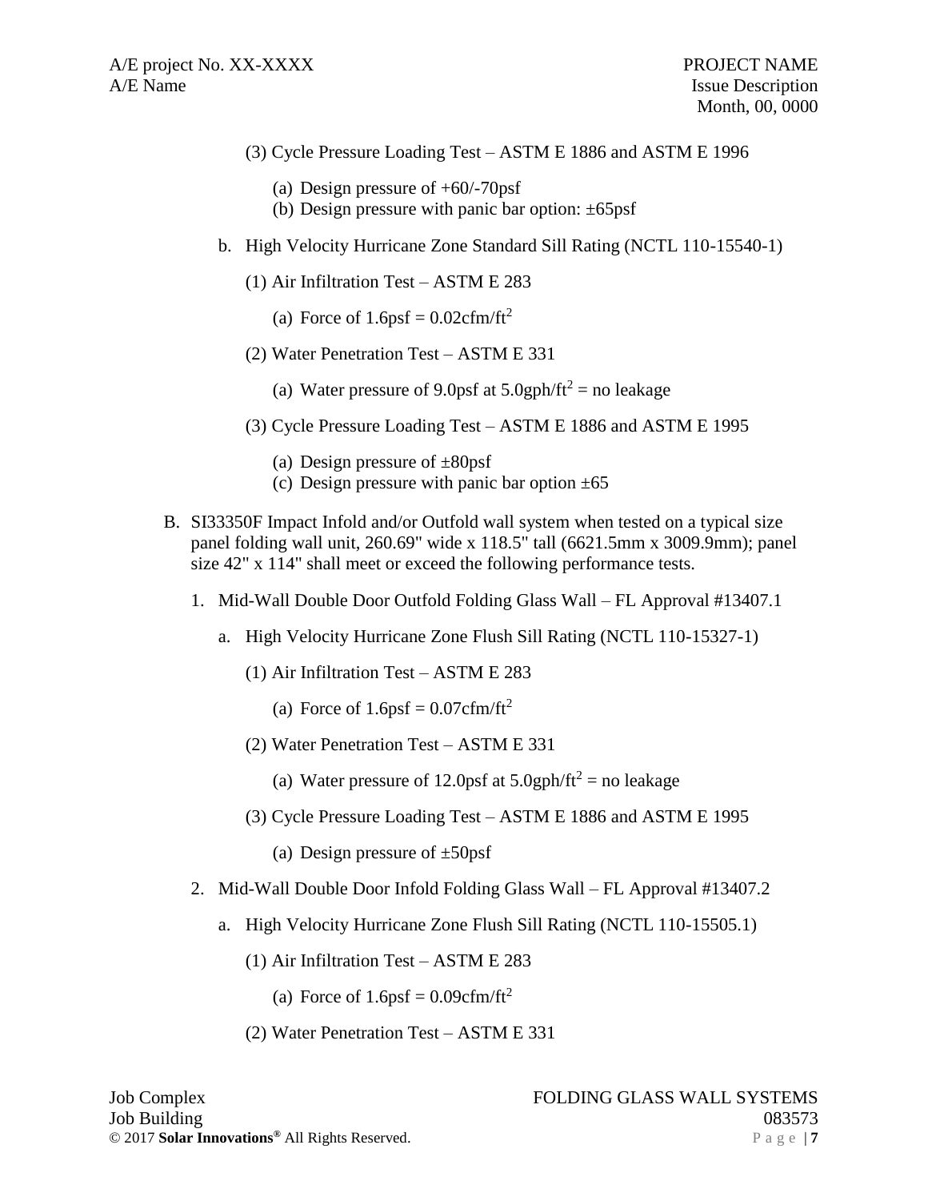(3) Cycle Pressure Loading Test – ASTM E 1886 and ASTM E 1996

(a) Design pressure of +60/-70psf

(b) Design pressure with panic bar option: ±65psf

b. High Velocity Hurricane Zone Standard Sill Rating (NCTL 110-15540-1)

(1) Air Infiltration Test – ASTM E 283

(a) Force of 1.6psf = 0.02cfm/ft$^2$

(2) Water Penetration Test – ASTM E 331

(a) Water pressure of 9.0psf at 5.0gph/ft$^2$ = no leakage

(3) Cycle Pressure Loading Test – ASTM E 1886 and ASTM E 1995

(a) Design pressure of ±80psf

(c) Design pressure with panic bar option ±65

B. SI33350F Impact Infold and/or Outfold wall system when tested on a typical size panel folding wall unit, 260.69" wide x 118.5" tall (6621.5mm x 3009.9mm); panel size 42" x 114" shall meet or exceed the following performance tests.

1. Mid-Wall Double Door Outfold Folding Glass Wall – FL Approval #13407.1

a. High Velocity Hurricane Zone Flush Sill Rating (NCTL 110-15327-1)

(1) Air Infiltration Test – ASTM E 283

(a) Force of 1.6psf = 0.07cfm/ft$^2$

(2) Water Penetration Test – ASTM E 331

(a) Water pressure of 12.0psf at 5.0gph/ft$^2$ = no leakage

(3) Cycle Pressure Loading Test – ASTM E 1886 and ASTM E 1995

(a) Design pressure of ±50psf

2. Mid-Wall Double Door Infold Folding Glass Wall – FL Approval #13407.2

a. High Velocity Hurricane Zone Flush Sill Rating (NCTL 110-15505.1)

(1) Air Infiltration Test – ASTM E 283

(a) Force of 1.6psf = 0.09cfm/ft$^2$

(2) Water Penetration Test – ASTM E 331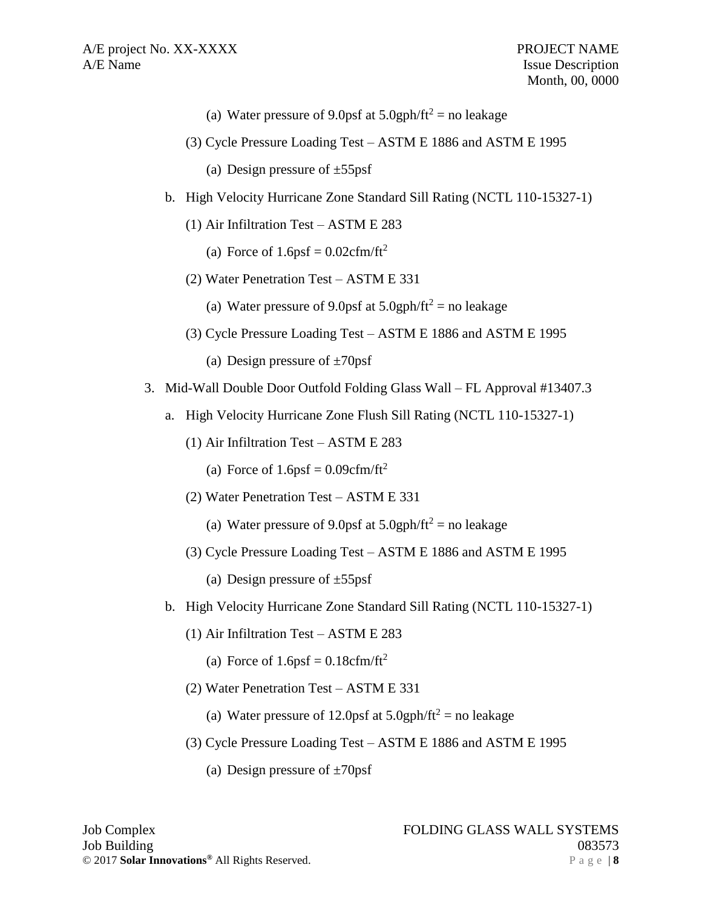(a) Water pressure of 9.0psf at 5.0gph/ft$^2$ = no leakage

(3) Cycle Pressure Loading Test – ASTM E 1886 and ASTM E 1995

(a) Design pressure of ±55psf

b. High Velocity Hurricane Zone Standard Sill Rating (NCTL 110-15327-1)

(1) Air Infiltration Test – ASTM E 283

(a) Force of 1.6psf = 0.02cfm/ft$^2$

(2) Water Penetration Test – ASTM E 331

(a) Water pressure of 9.0psf at 5.0gph/ft$^2$ = no leakage

(3) Cycle Pressure Loading Test – ASTM E 1886 and ASTM E 1995

(a) Design pressure of ±70psf

3. Mid-Wall Double Door Outfold Folding Glass Wall – FL Approval #13407.3

a. High Velocity Hurricane Zone Flush Sill Rating (NCTL 110-15327-1)

(1) Air Infiltration Test – ASTM E 283

(a) Force of 1.6psf = 0.09cfm/ft$^2$

(2) Water Penetration Test – ASTM E 331

(a) Water pressure of 9.0psf at 5.0gph/ft$^2$ = no leakage

(3) Cycle Pressure Loading Test – ASTM E 1886 and ASTM E 1995

(a) Design pressure of ±55psf

b. High Velocity Hurricane Zone Standard Sill Rating (NCTL 110-15327-1)

(1) Air Infiltration Test – ASTM E 283

(a) Force of 1.6psf = 0.18cfm/ft$^2$

(2) Water Penetration Test – ASTM E 331

(a) Water pressure of 12.0psf at 5.0gph/ft$^2$ = no leakage

(3) Cycle Pressure Loading Test – ASTM E 1886 and ASTM E 1995

(a) Design pressure of ±70psf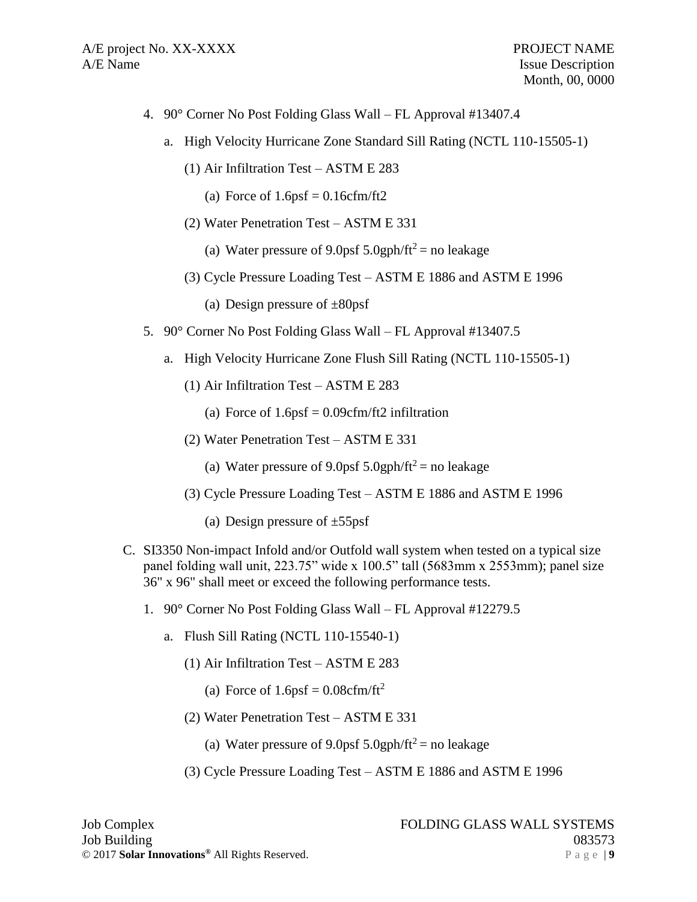4. 90° Corner No Post Folding Glass Wall – FL Approval #13407.4
    a. High Velocity Hurricane Zone Standard Sill Rating (NCTL 110-15505-1)
        (1) Air Infiltration Test – ASTM E 283
            (a) Force of 1.6psf = 0.16cfm/ft2
        (2) Water Penetration Test – ASTM E 331
            (a) Water pressure of 9.0psf 5.0gph/$ft^2$ = no leakage
        (3) Cycle Pressure Loading Test – ASTM E 1886 and ASTM E 1996
            (a) Design pressure of ±80psf
5. 90° Corner No Post Folding Glass Wall – FL Approval #13407.5
    a. High Velocity Hurricane Zone Flush Sill Rating (NCTL 110-15505-1)
        (1) Air Infiltration Test – ASTM E 283
            (a) Force of 1.6psf = 0.09cfm/ft2 infiltration
        (2) Water Penetration Test – ASTM E 331
            (a) Water pressure of 9.0psf 5.0gph/$ft^2$ = no leakage
        (3) Cycle Pressure Loading Test – ASTM E 1886 and ASTM E 1996
            (a) Design pressure of ±55psf

C. SI3350 Non-impact Infold and/or Outfold wall system when tested on a typical size panel folding wall unit, 223.75" wide x 100.5" tall (5683mm x 2553mm); panel size 36" x 96" shall meet or exceed the following performance tests.
    1. 90° Corner No Post Folding Glass Wall – FL Approval #12279.5
        a. Flush Sill Rating (NCTL 110-15540-1)
            (1) Air Infiltration Test – ASTM E 283
                (a) Force of 1.6psf = 0.08cfm/$ft^2$
            (2) Water Penetration Test – ASTM E 331
                (a) Water pressure of 9.0psf 5.0gph/$ft^2$ = no leakage
            (3) Cycle Pressure Loading Test – ASTM E 1886 and ASTM E 1996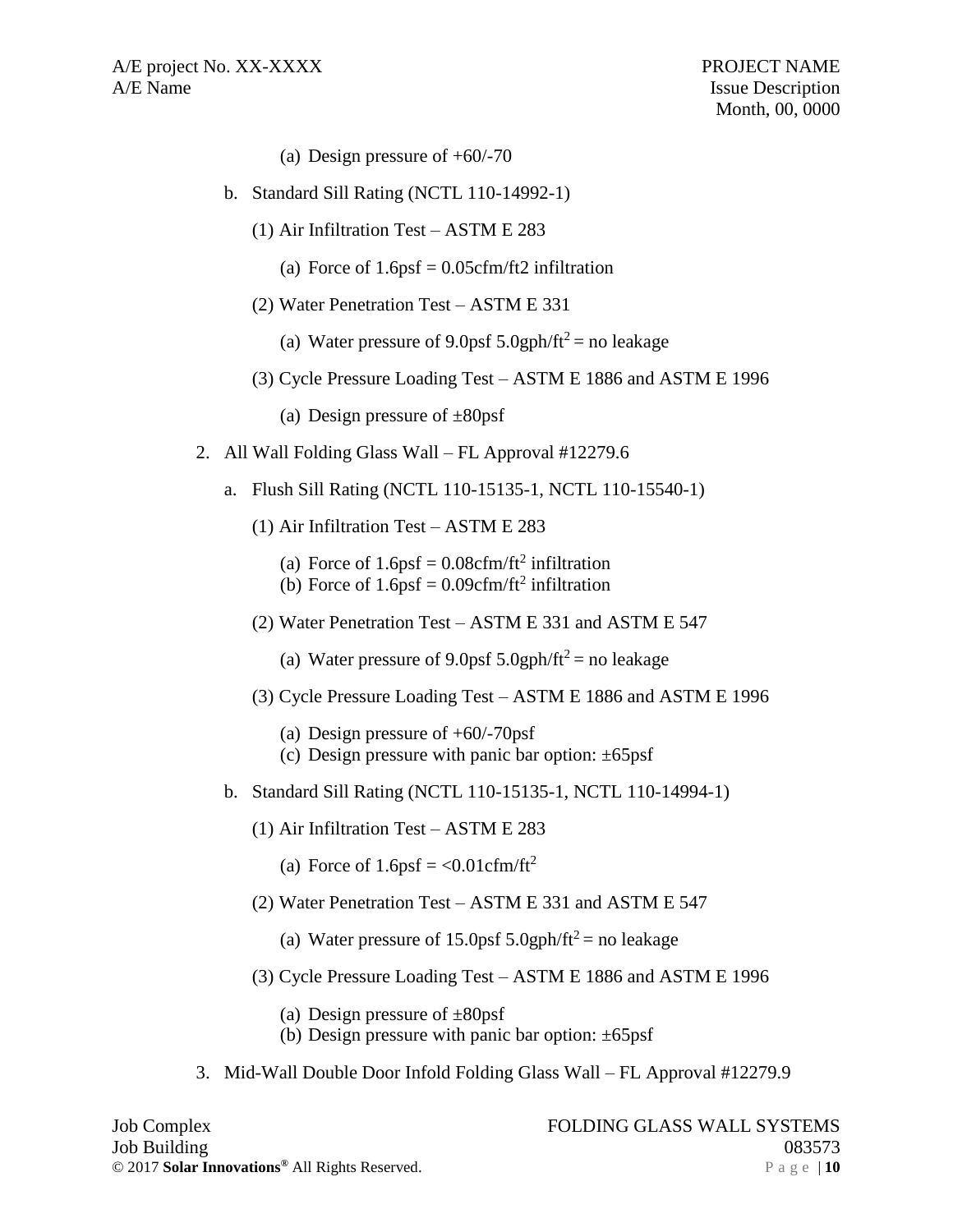(a) Design pressure of +60/-70

b. Standard Sill Rating (NCTL 110-14992-1)

(1) Air Infiltration Test – ASTM E 283

(a) Force of 1.6psf = 0.05cfm/ft2 infiltration

(2) Water Penetration Test – ASTM E 331

(a) Water pressure of 9.0psf 5.0gph/ft$^2$ = no leakage

(3) Cycle Pressure Loading Test – ASTM E 1886 and ASTM E 1996

(a) Design pressure of ±80psf

2. All Wall Folding Glass Wall – FL Approval #12279.6

a. Flush Sill Rating (NCTL 110-15135-1, NCTL 110-15540-1)

(1) Air Infiltration Test – ASTM E 283

(a) Force of 1.6psf = 0.08cfm/ft$^2$ infiltration
(b) Force of 1.6psf = 0.09cfm/ft$^2$ infiltration

(2) Water Penetration Test – ASTM E 331 and ASTM E 547

(a) Water pressure of 9.0psf 5.0gph/ft$^2$ = no leakage

(3) Cycle Pressure Loading Test – ASTM E 1886 and ASTM E 1996

(a) Design pressure of +60/-70psf
(c) Design pressure with panic bar option: ±65psf

b. Standard Sill Rating (NCTL 110-15135-1, NCTL 110-14994-1)

(1) Air Infiltration Test – ASTM E 283

(a) Force of 1.6psf = <0.01cfm/ft$^2$

(2) Water Penetration Test – ASTM E 331 and ASTM E 547

(a) Water pressure of 15.0psf 5.0gph/ft$^2$ = no leakage

(3) Cycle Pressure Loading Test – ASTM E 1886 and ASTM E 1996

(a) Design pressure of ±80psf
(b) Design pressure with panic bar option: ±65psf

3. Mid-Wall Double Door Infold Folding Glass Wall – FL Approval #12279.9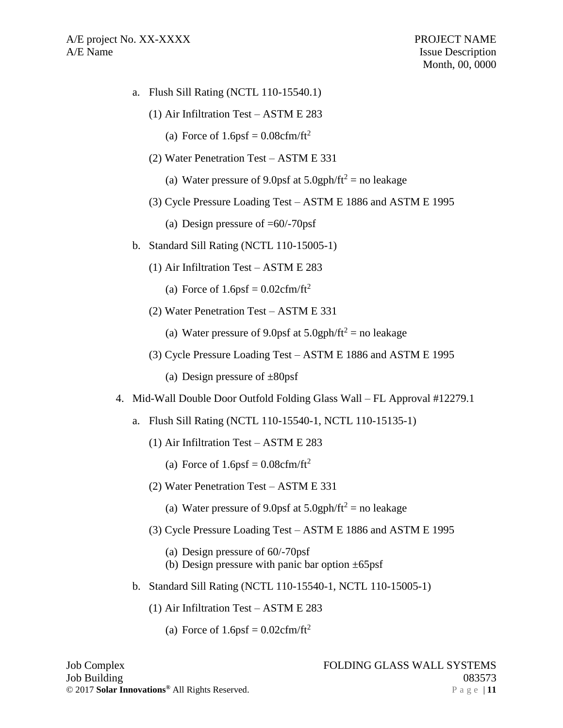a. Flush Sill Rating (NCTL 110-15540.1)

    (1) Air Infiltration Test – ASTM E 283

        (a) Force of 1.6psf = 0.08cfm/ft$^2$

    (2) Water Penetration Test – ASTM E 331

        (a) Water pressure of 9.0psf at 5.0gph/ft$^2$ = no leakage

    (3) Cycle Pressure Loading Test – ASTM E 1886 and ASTM E 1995

        (a) Design pressure of =60/-70psf

b. Standard Sill Rating (NCTL 110-15005-1)

    (1) Air Infiltration Test – ASTM E 283

        (a) Force of 1.6psf = 0.02cfm/ft$^2$

    (2) Water Penetration Test – ASTM E 331

        (a) Water pressure of 9.0psf at 5.0gph/ft$^2$ = no leakage

    (3) Cycle Pressure Loading Test – ASTM E 1886 and ASTM E 1995

        (a) Design pressure of ±80psf

4. Mid-Wall Double Door Outfold Folding Glass Wall – FL Approval #12279.1

    a. Flush Sill Rating (NCTL 110-15540-1, NCTL 110-15135-1)

        (1) Air Infiltration Test – ASTM E 283

            (a) Force of 1.6psf = 0.08cfm/ft$^2$

        (2) Water Penetration Test – ASTM E 331

            (a) Water pressure of 9.0psf at 5.0gph/ft$^2$ = no leakage

        (3) Cycle Pressure Loading Test – ASTM E 1886 and ASTM E 1995

            (a) Design pressure of 60/-70psf
            (b) Design pressure with panic bar option ±65psf

    b. Standard Sill Rating (NCTL 110-15540-1, NCTL 110-15005-1)

        (1) Air Infiltration Test – ASTM E 283

            (a) Force of 1.6psf = 0.02cfm/ft$^2$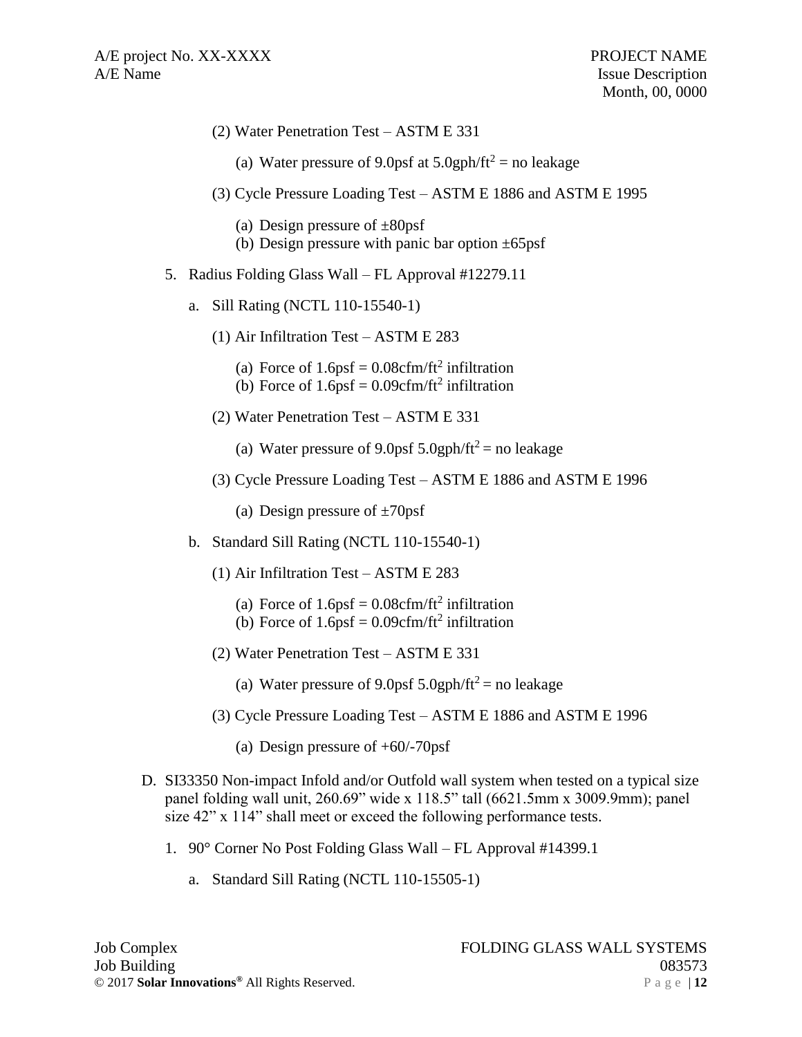(2) Water Penetration Test – ASTM E 331

(a) Water pressure of 9.0psf at 5.0gph/ft$^2$ = no leakage

(3) Cycle Pressure Loading Test – ASTM E 1886 and ASTM E 1995

(a) Design pressure of ±80psf
(b) Design pressure with panic bar option ±65psf

5. Radius Folding Glass Wall – FL Approval #12279.11

a. Sill Rating (NCTL 110-15540-1)

(1) Air Infiltration Test – ASTM E 283

(a) Force of 1.6psf = 0.08cfm/ft$^2$ infiltration
(b) Force of 1.6psf = 0.09cfm/ft$^2$ infiltration

(2) Water Penetration Test – ASTM E 331

(a) Water pressure of 9.0psf 5.0gph/ft$^2$ = no leakage

(3) Cycle Pressure Loading Test – ASTM E 1886 and ASTM E 1996

(a) Design pressure of ±70psf

b. Standard Sill Rating (NCTL 110-15540-1)

(1) Air Infiltration Test – ASTM E 283

(a) Force of 1.6psf = 0.08cfm/ft$^2$ infiltration
(b) Force of 1.6psf = 0.09cfm/ft$^2$ infiltration

(2) Water Penetration Test – ASTM E 331

(a) Water pressure of 9.0psf 5.0gph/ft$^2$ = no leakage

(3) Cycle Pressure Loading Test – ASTM E 1886 and ASTM E 1996

(a) Design pressure of +60/-70psf

D. SI33350 Non-impact Infold and/or Outfold wall system when tested on a typical size panel folding wall unit, 260.69" wide x 118.5" tall (6621.5mm x 3009.9mm); panel size 42" x 114" shall meet or exceed the following performance tests.

1. 90° Corner No Post Folding Glass Wall – FL Approval #14399.1

a. Standard Sill Rating (NCTL 110-15505-1)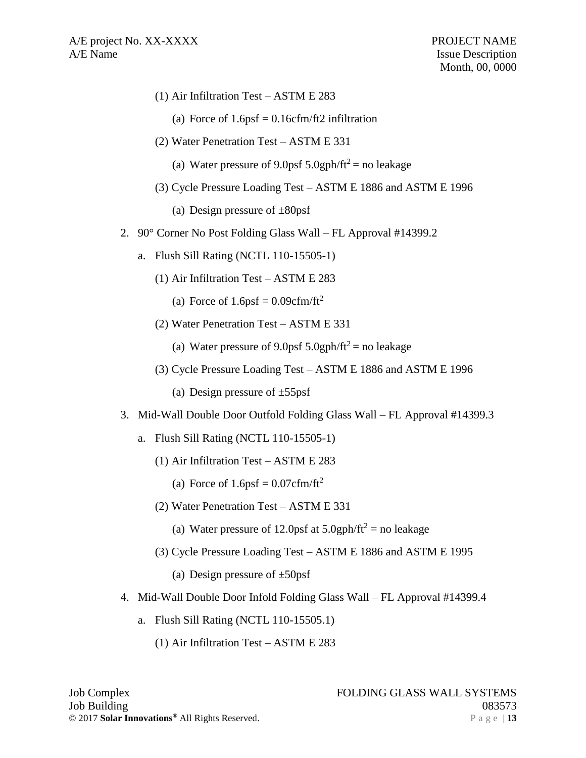(1) Air Infiltration Test – ASTM E 283

(a) Force of 1.6psf = 0.16cfm/ft2 infiltration

(2) Water Penetration Test – ASTM E 331

(a) Water pressure of 9.0psf 5.0gph/ft$^2$ = no leakage

(3) Cycle Pressure Loading Test – ASTM E 1886 and ASTM E 1996

(a) Design pressure of ±80psf

2. 90° Corner No Post Folding Glass Wall – FL Approval #14399.2

a. Flush Sill Rating (NCTL 110-15505-1)

(1) Air Infiltration Test – ASTM E 283

(a) Force of 1.6psf = 0.09cfm/ft$^2$

(2) Water Penetration Test – ASTM E 331

(a) Water pressure of 9.0psf 5.0gph/ft$^2$ = no leakage

(3) Cycle Pressure Loading Test – ASTM E 1886 and ASTM E 1996

(a) Design pressure of ±55psf

3. Mid-Wall Double Door Outfold Folding Glass Wall – FL Approval #14399.3

a. Flush Sill Rating (NCTL 110-15505-1)

(1) Air Infiltration Test – ASTM E 283

(a) Force of 1.6psf = 0.07cfm/ft$^2$

(2) Water Penetration Test – ASTM E 331

(a) Water pressure of 12.0psf at 5.0gph/ft$^2$ = no leakage

(3) Cycle Pressure Loading Test – ASTM E 1886 and ASTM E 1995

(a) Design pressure of ±50psf

4. Mid-Wall Double Door Infold Folding Glass Wall – FL Approval #14399.4

a. Flush Sill Rating (NCTL 110-15505.1)

(1) Air Infiltration Test – ASTM E 283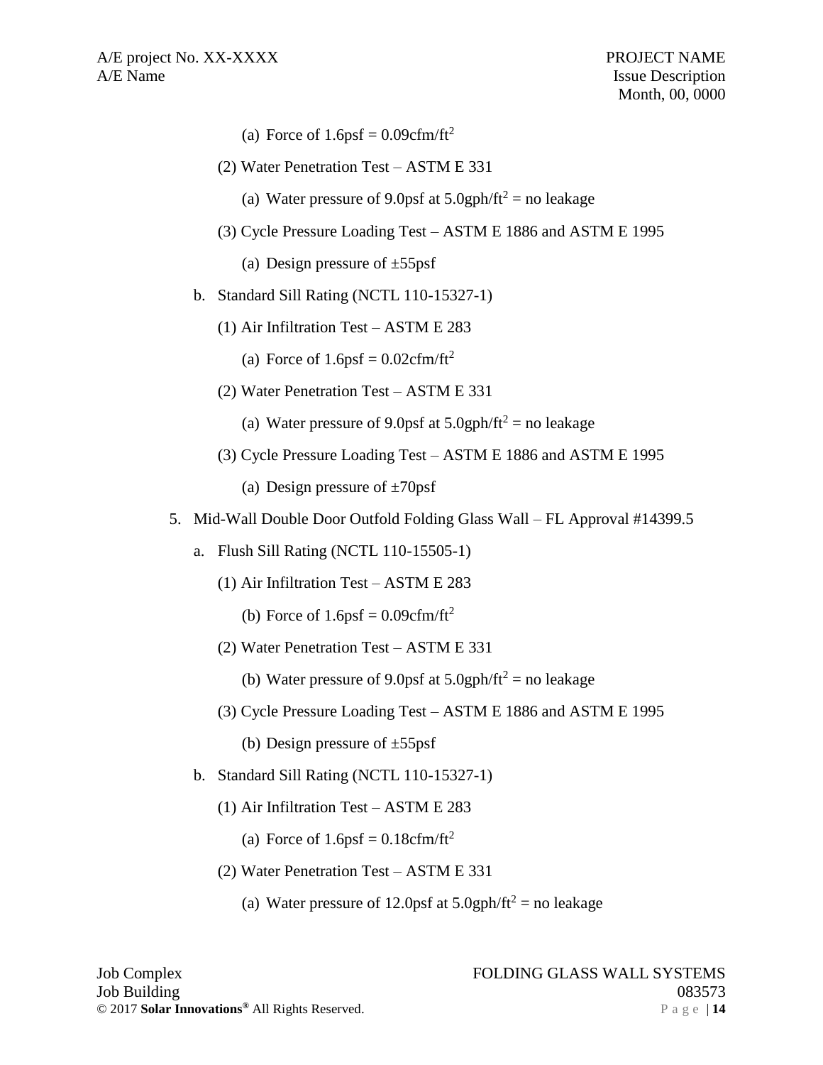(a) Force of 1.6psf = 0.09cfm/ft$^2$

(2) Water Penetration Test – ASTM E 331

(a) Water pressure of 9.0psf at 5.0gph/ft$^2$ = no leakage

(3) Cycle Pressure Loading Test – ASTM E 1886 and ASTM E 1995

(a) Design pressure of ±55psf

b. Standard Sill Rating (NCTL 110-15327-1)

(1) Air Infiltration Test – ASTM E 283

(a) Force of 1.6psf = 0.02cfm/ft$^2$

(2) Water Penetration Test – ASTM E 331

(a) Water pressure of 9.0psf at 5.0gph/ft$^2$ = no leakage

(3) Cycle Pressure Loading Test – ASTM E 1886 and ASTM E 1995

(a) Design pressure of ±70psf

5. Mid-Wall Double Door Outfold Folding Glass Wall – FL Approval #14399.5

a. Flush Sill Rating (NCTL 110-15505-1)

(1) Air Infiltration Test – ASTM E 283

(b) Force of 1.6psf = 0.09cfm/ft$^2$

(2) Water Penetration Test – ASTM E 331

(b) Water pressure of 9.0psf at 5.0gph/ft$^2$ = no leakage

(3) Cycle Pressure Loading Test – ASTM E 1886 and ASTM E 1995

(b) Design pressure of ±55psf

b. Standard Sill Rating (NCTL 110-15327-1)

(1) Air Infiltration Test – ASTM E 283

(a) Force of 1.6psf = 0.18cfm/ft$^2$

(2) Water Penetration Test – ASTM E 331

(a) Water pressure of 12.0psf at 5.0gph/ft$^2$ = no leakage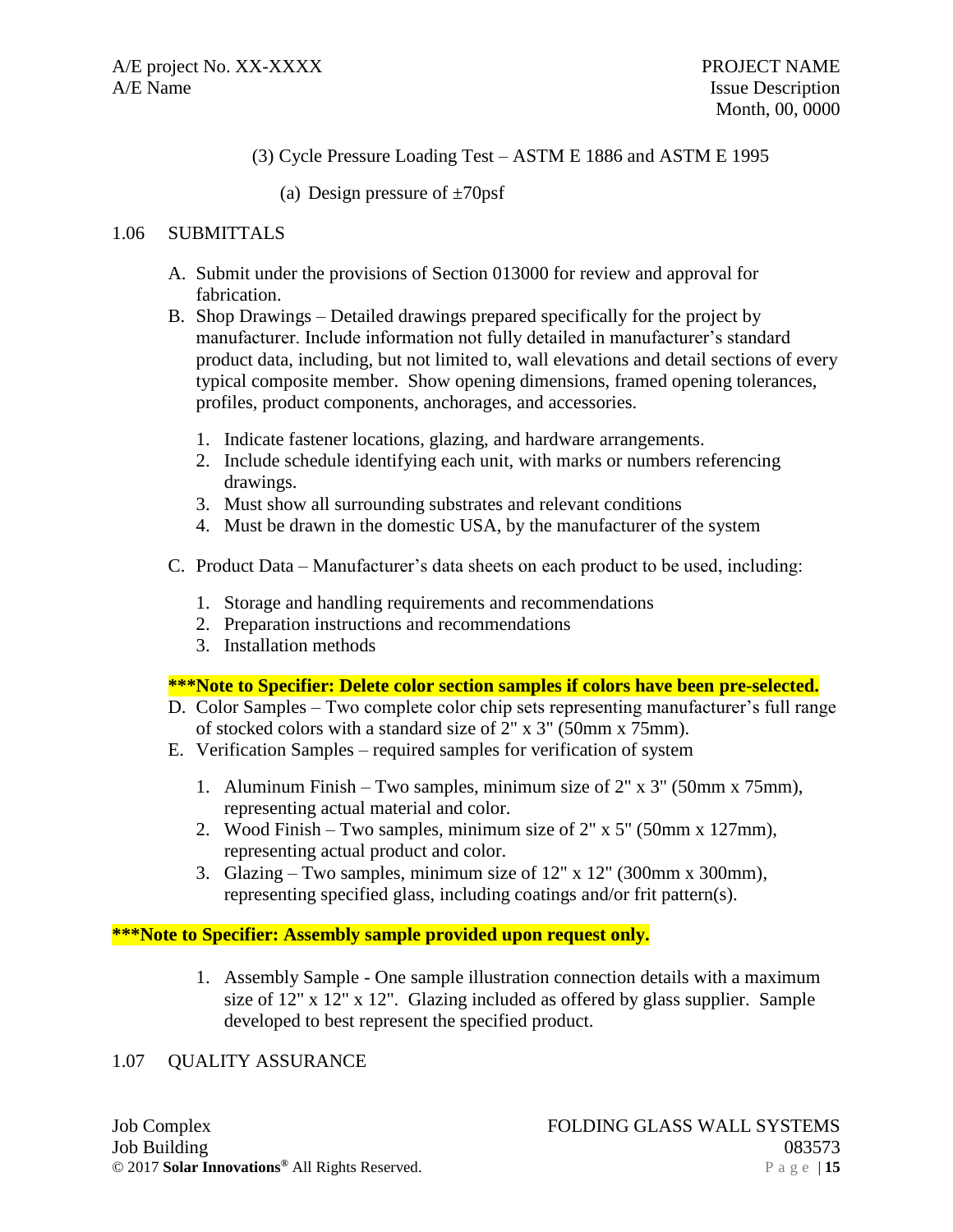(3) Cycle Pressure Loading Test – ASTM E 1886 and ASTM E 1995

(a) Design pressure of ±70psf

## 1.06 SUBMITTALS

A. Submit under the provisions of Section 013000 for review and approval for fabrication.

B. Shop Drawings – Detailed drawings prepared specifically for the project by manufacturer. Include information not fully detailed in manufacturer's standard product data, including, but not limited to, wall elevations and detail sections of every typical composite member. Show opening dimensions, framed opening tolerances, profiles, product components, anchorages, and accessories.

1. Indicate fastener locations, glazing, and hardware arrangements.
2. Include schedule identifying each unit, with marks or numbers referencing drawings.
3. Must show all surrounding substrates and relevant conditions
4. Must be drawn in the domestic USA, by the manufacturer of the system

C. Product Data – Manufacturer's data sheets on each product to be used, including:

1. Storage and handling requirements and recommendations
2. Preparation instructions and recommendations
3. Installation methods

**\*\*\*Note to Specifier: Delete color section samples if colors have been pre-selected.**

D. Color Samples – Two complete color chip sets representing manufacturer's full range of stocked colors with a standard size of 2" x 3" (50mm x 75mm).

E. Verification Samples – required samples for verification of system

1. Aluminum Finish – Two samples, minimum size of 2" x 3" (50mm x 75mm), representing actual material and color.
2. Wood Finish – Two samples, minimum size of 2" x 5" (50mm x 127mm), representing actual product and color.
3. Glazing – Two samples, minimum size of 12" x 12" (300mm x 300mm), representing specified glass, including coatings and/or frit pattern(s).

**\*\*\*Note to Specifier: Assembly sample provided upon request only.**

1. Assembly Sample - One sample illustration connection details with a maximum size of 12" x 12" x 12". Glazing included as offered by glass supplier. Sample developed to best represent the specified product.

## 1.07 QUALITY ASSURANCE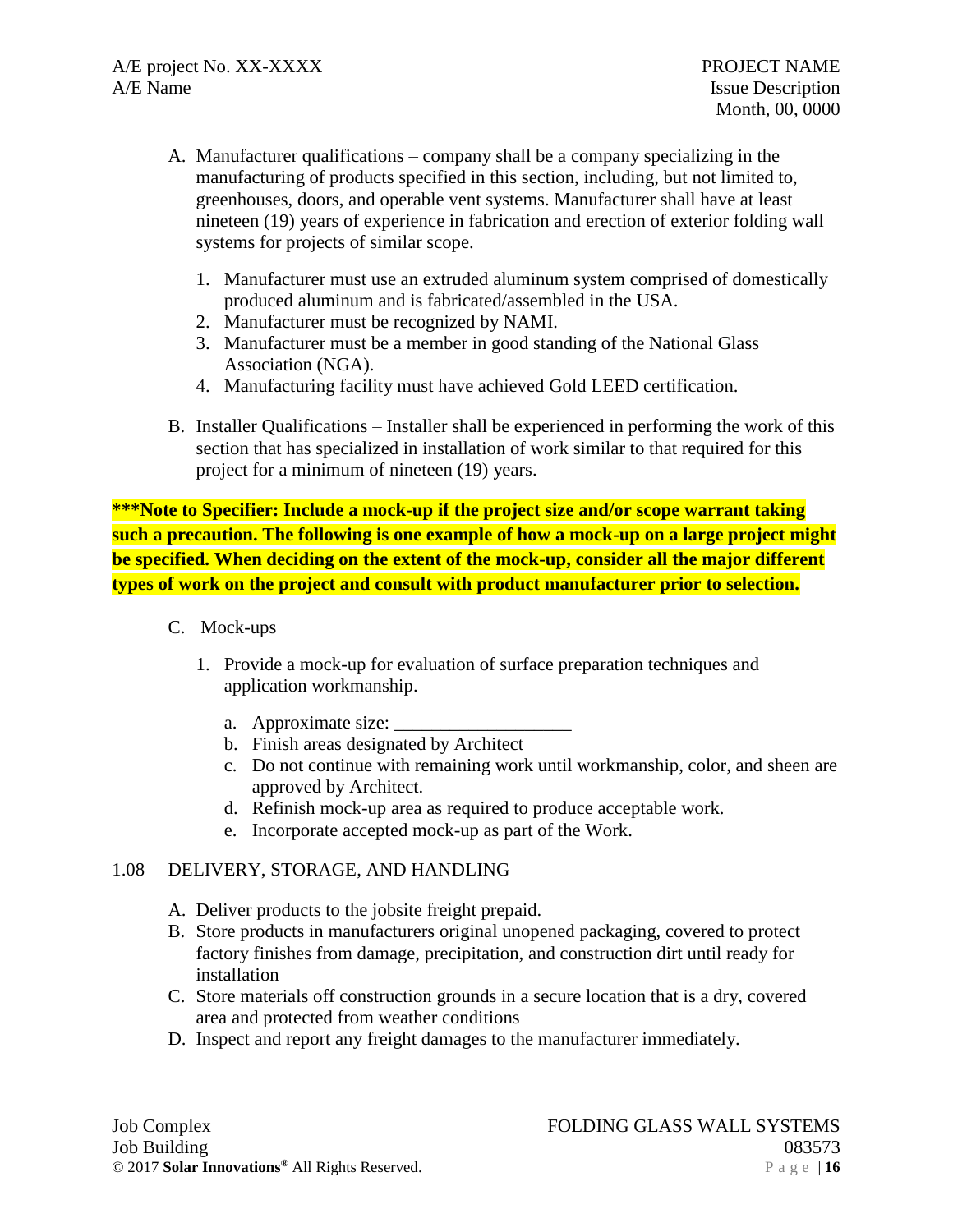A. Manufacturer qualifications – company shall be a company specializing in the manufacturing of products specified in this section, including, but not limited to, greenhouses, doors, and operable vent systems. Manufacturer shall have at least nineteen (19) years of experience in fabrication and erection of exterior folding wall systems for projects of similar scope.

   1. Manufacturer must use an extruded aluminum system comprised of domestically produced aluminum and is fabricated/assembled in the USA.
   2. Manufacturer must be recognized by NAMI.
   3. Manufacturer must be a member in good standing of the National Glass Association (NGA).
   4. Manufacturing facility must have achieved Gold LEED certification.

B. Installer Qualifications – Installer shall be experienced in performing the work of this section that has specialized in installation of work similar to that required for this project for a minimum of nineteen (19) years.

**\*\*\*Note to Specifier: Include a mock-up if the project size and/or scope warrant taking such a precaution. The following is one example of how a mock-up on a large project might be specified. When deciding on the extent of the mock-up, consider all the major different types of work on the project and consult with product manufacturer prior to selection.**

C. Mock-ups

   1. Provide a mock-up for evaluation of surface preparation techniques and application workmanship.

      a. Approximate size: ___________________
      b. Finish areas designated by Architect
      c. Do not continue with remaining work until workmanship, color, and sheen are approved by Architect.
      d. Refinish mock-up area as required to produce acceptable work.
      e. Incorporate accepted mock-up as part of the Work.

## 1.08 DELIVERY, STORAGE, AND HANDLING

A. Deliver products to the jobsite freight prepaid.
B. Store products in manufacturers original unopened packaging, covered to protect factory finishes from damage, precipitation, and construction dirt until ready for installation
C. Store materials off construction grounds in a secure location that is a dry, covered area and protected from weather conditions
D. Inspect and report any freight damages to the manufacturer immediately.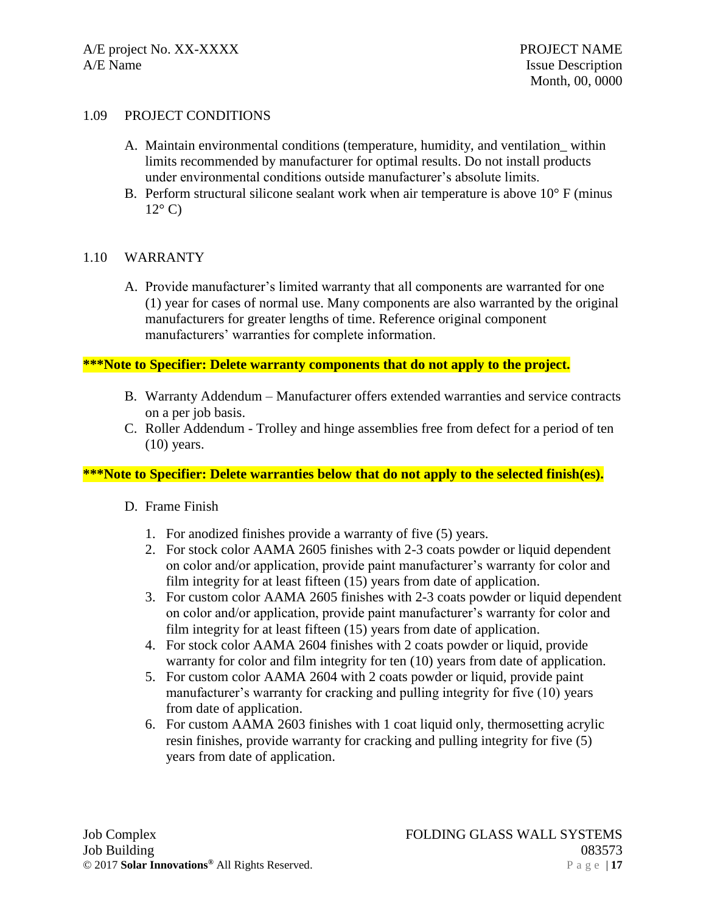1.09 PROJECT CONDITIONS

A. Maintain environmental conditions (temperature, humidity, and ventilation_ within limits recommended by manufacturer for optimal results. Do not install products under environmental conditions outside manufacturer's absolute limits.

B. Perform structural silicone sealant work when air temperature is above 10° F (minus 12° C)

1.10 WARRANTY

A. Provide manufacturer's limited warranty that all components are warranted for one (1) year for cases of normal use. Many components are also warranted by the original manufacturers for greater lengths of time. Reference original component manufacturers' warranties for complete information.

**\*\*\*Note to Specifier: Delete warranty components that do not apply to the project.**

B. Warranty Addendum – Manufacturer offers extended warranties and service contracts on a per job basis.

C. Roller Addendum - Trolley and hinge assemblies free from defect for a period of ten (10) years.

**\*\*\*Note to Specifier: Delete warranties below that do not apply to the selected finish(es).**

D. Frame Finish

1. For anodized finishes provide a warranty of five (5) years.
2. For stock color AAMA 2605 finishes with 2-3 coats powder or liquid dependent on color and/or application, provide paint manufacturer's warranty for color and film integrity for at least fifteen (15) years from date of application.
3. For custom color AAMA 2605 finishes with 2-3 coats powder or liquid dependent on color and/or application, provide paint manufacturer's warranty for color and film integrity for at least fifteen (15) years from date of application.
4. For stock color AAMA 2604 finishes with 2 coats powder or liquid, provide warranty for color and film integrity for ten (10) years from date of application.
5. For custom color AAMA 2604 with 2 coats powder or liquid, provide paint manufacturer's warranty for cracking and pulling integrity for five (10) years from date of application.
6. For custom AAMA 2603 finishes with 1 coat liquid only, thermosetting acrylic resin finishes, provide warranty for cracking and pulling integrity for five (5) years from date of application.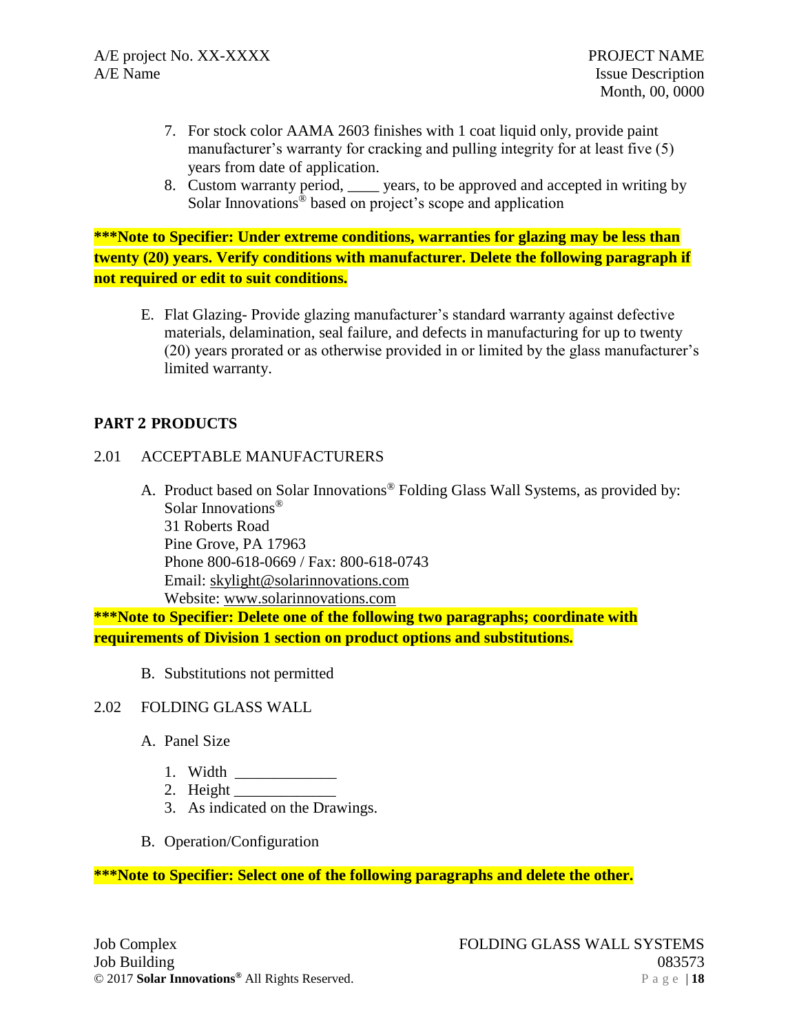7. For stock color AAMA 2603 finishes with 1 coat liquid only, provide paint manufacturer's warranty for cracking and pulling integrity for at least five (5) years from date of application.
8. Custom warranty period, ____ years, to be approved and accepted in writing by Solar Innovations® based on project's scope and application

**\*\*\*Note to Specifier: Under extreme conditions, warranties for glazing may be less than twenty (20) years. Verify conditions with manufacturer. Delete the following paragraph if not required or edit to suit conditions.**

E. Flat Glazing- Provide glazing manufacturer's standard warranty against defective materials, delamination, seal failure, and defects in manufacturing for up to twenty (20) years prorated or as otherwise provided in or limited by the glass manufacturer's limited warranty.

## PART 2 PRODUCTS

### 2.01 ACCEPTABLE MANUFACTURERS

A. Product based on Solar Innovations® Folding Glass Wall Systems, as provided by:
Solar Innovations®
31 Roberts Road
Pine Grove, PA 17963
Phone 800-618-0669 / Fax: 800-618-0743
Email: skylight@solarinnovations.com
Website: www.solarinnovations.com

**\*\*\*Note to Specifier: Delete one of the following two paragraphs; coordinate with requirements of Division 1 section on product options and substitutions.**

B. Substitutions not permitted

### 2.02 FOLDING GLASS WALL

A. Panel Size

1. Width _____________
2. Height _____________
3. As indicated on the Drawings.

B. Operation/Configuration

**\*\*\*Note to Specifier: Select one of the following paragraphs and delete the other.**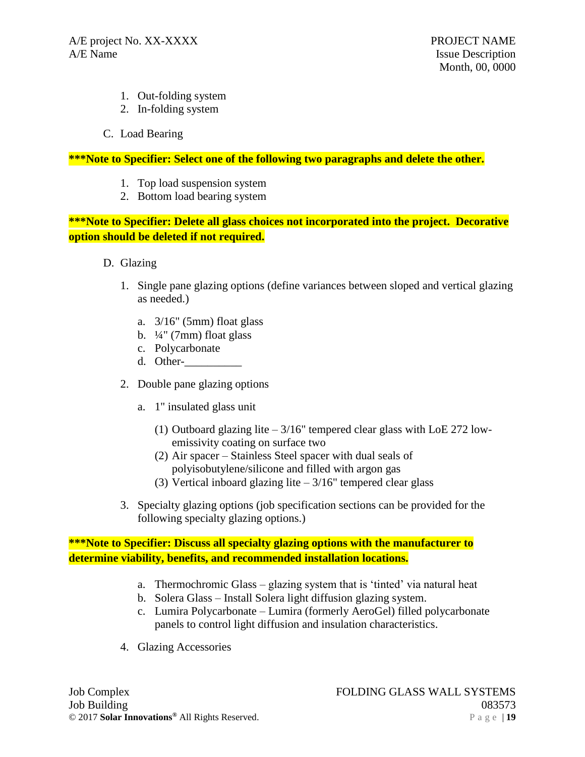1. Out-folding system
2. In-folding system

C. Load Bearing

**\*\*\*Note to Specifier: Select one of the following two paragraphs and delete the other.**

1. Top load suspension system
2. Bottom load bearing system

**\*\*\*Note to Specifier: Delete all glass choices not incorporated into the project. Decorative option should be deleted if not required.**

D. Glazing

1. Single pane glazing options (define variances between sloped and vertical glazing as needed.)

   a. 3/16" (5mm) float glass
   b. ¼" (7mm) float glass
   c. Polycarbonate
   d. Other-__________

2. Double pane glazing options

   a. 1" insulated glass unit

      (1) Outboard glazing lite – 3/16" tempered clear glass with LoE 272 low-emissivity coating on surface two
      (2) Air spacer – Stainless Steel spacer with dual seals of polyisobutylene/silicone and filled with argon gas
      (3) Vertical inboard glazing lite – 3/16" tempered clear glass

3. Specialty glazing options (job specification sections can be provided for the following specialty glazing options.)

**\*\*\*Note to Specifier: Discuss all specialty glazing options with the manufacturer to determine viability, benefits, and recommended installation locations.**

   a. Thermochromic Glass – glazing system that is 'tinted' via natural heat
   b. Solera Glass – Install Solera light diffusion glazing system.
   c. Lumira Polycarbonate – Lumira (formerly AeroGel) filled polycarbonate panels to control light diffusion and insulation characteristics.

4. Glazing Accessories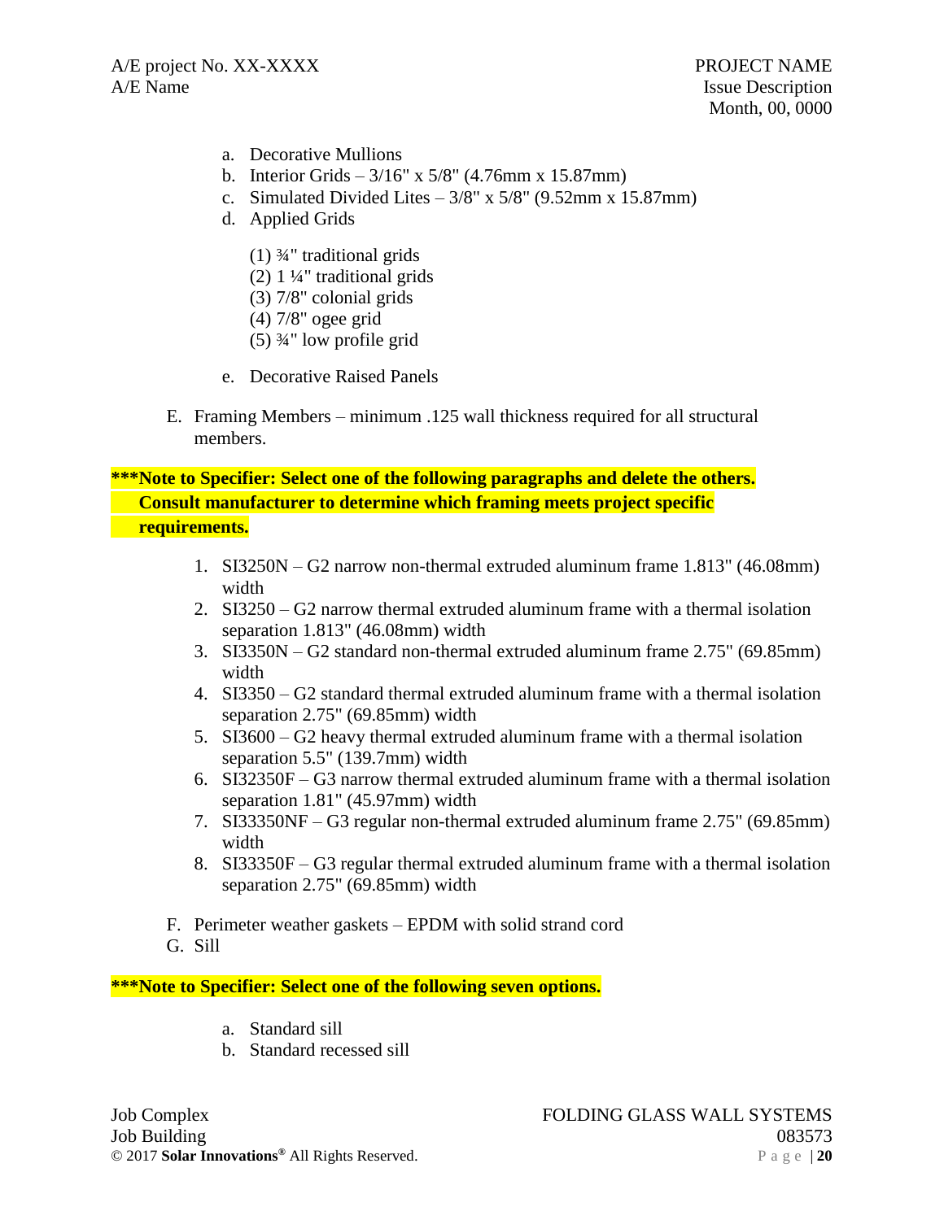a. Decorative Mullions
b. Interior Grids – 3/16" x 5/8" (4.76mm x 15.87mm)
c. Simulated Divided Lites – 3/8" x 5/8" (9.52mm x 15.87mm)
d. Applied Grids

   (1) ¾" traditional grids
   (2) 1 ¼" traditional grids
   (3) 7/8" colonial grids
   (4) 7/8" ogee grid
   (5) ¾" low profile grid

e. Decorative Raised Panels

E. Framing Members – minimum .125 wall thickness required for all structural members.

**\*\*\*Note to Specifier: Select one of the following paragraphs and delete the others. Consult manufacturer to determine which framing meets project specific requirements.**

1. SI3250N – G2 narrow non-thermal extruded aluminum frame 1.813" (46.08mm) width
2. SI3250 – G2 narrow thermal extruded aluminum frame with a thermal isolation separation 1.813" (46.08mm) width
3. SI3350N – G2 standard non-thermal extruded aluminum frame 2.75" (69.85mm) width
4. SI3350 – G2 standard thermal extruded aluminum frame with a thermal isolation separation 2.75" (69.85mm) width
5. SI3600 – G2 heavy thermal extruded aluminum frame with a thermal isolation separation 5.5" (139.7mm) width
6. SI32350F – G3 narrow thermal extruded aluminum frame with a thermal isolation separation 1.81" (45.97mm) width
7. SI33350NF – G3 regular non-thermal extruded aluminum frame 2.75" (69.85mm) width
8. SI33350F – G3 regular thermal extruded aluminum frame with a thermal isolation separation 2.75" (69.85mm) width

F. Perimeter weather gaskets – EPDM with solid strand cord

G. Sill

**\*\*\*Note to Specifier: Select one of the following seven options.**

a. Standard sill
b. Standard recessed sill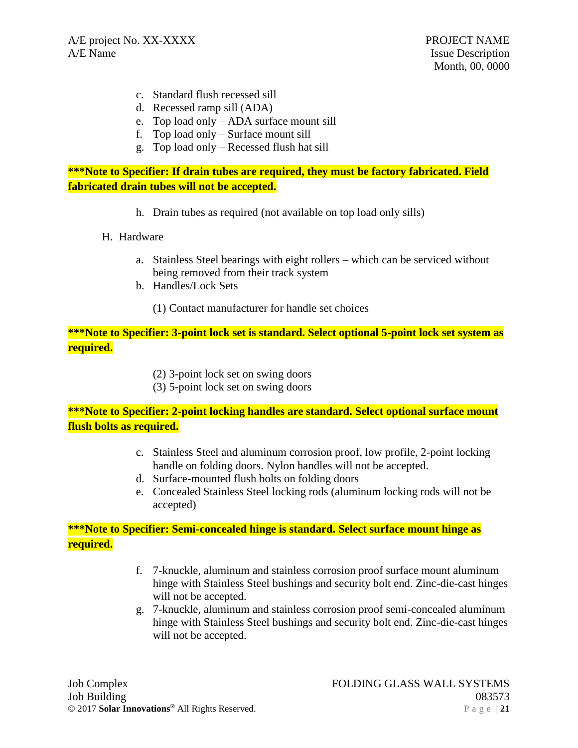c. Standard flush recessed sill
d. Recessed ramp sill (ADA)
e. Top load only – ADA surface mount sill
f. Top load only – Surface mount sill
g. Top load only – Recessed flush hat sill

**\*\*\*Note to Specifier: If drain tubes are required, they must be factory fabricated. Field fabricated drain tubes will not be accepted.**

h. Drain tubes as required (not available on top load only sills)

H. Hardware

a. Stainless Steel bearings with eight rollers – which can be serviced without being removed from their track system
b. Handles/Lock Sets

(1) Contact manufacturer for handle set choices

**\*\*\*Note to Specifier: 3-point lock set is standard. Select optional 5-point lock set system as required.**

(2) 3-point lock set on swing doors
(3) 5-point lock set on swing doors

**\*\*\*Note to Specifier: 2-point locking handles are standard. Select optional surface mount flush bolts as required.**

c. Stainless Steel and aluminum corrosion proof, low profile, 2-point locking handle on folding doors. Nylon handles will not be accepted.
d. Surface-mounted flush bolts on folding doors
e. Concealed Stainless Steel locking rods (aluminum locking rods will not be accepted)

**\*\*\*Note to Specifier: Semi-concealed hinge is standard. Select surface mount hinge as required.**

f. 7-knuckle, aluminum and stainless corrosion proof surface mount aluminum hinge with Stainless Steel bushings and security bolt end. Zinc-die-cast hinges will not be accepted.
g. 7-knuckle, aluminum and stainless corrosion proof semi-concealed aluminum hinge with Stainless Steel bushings and security bolt end. Zinc-die-cast hinges will not be accepted.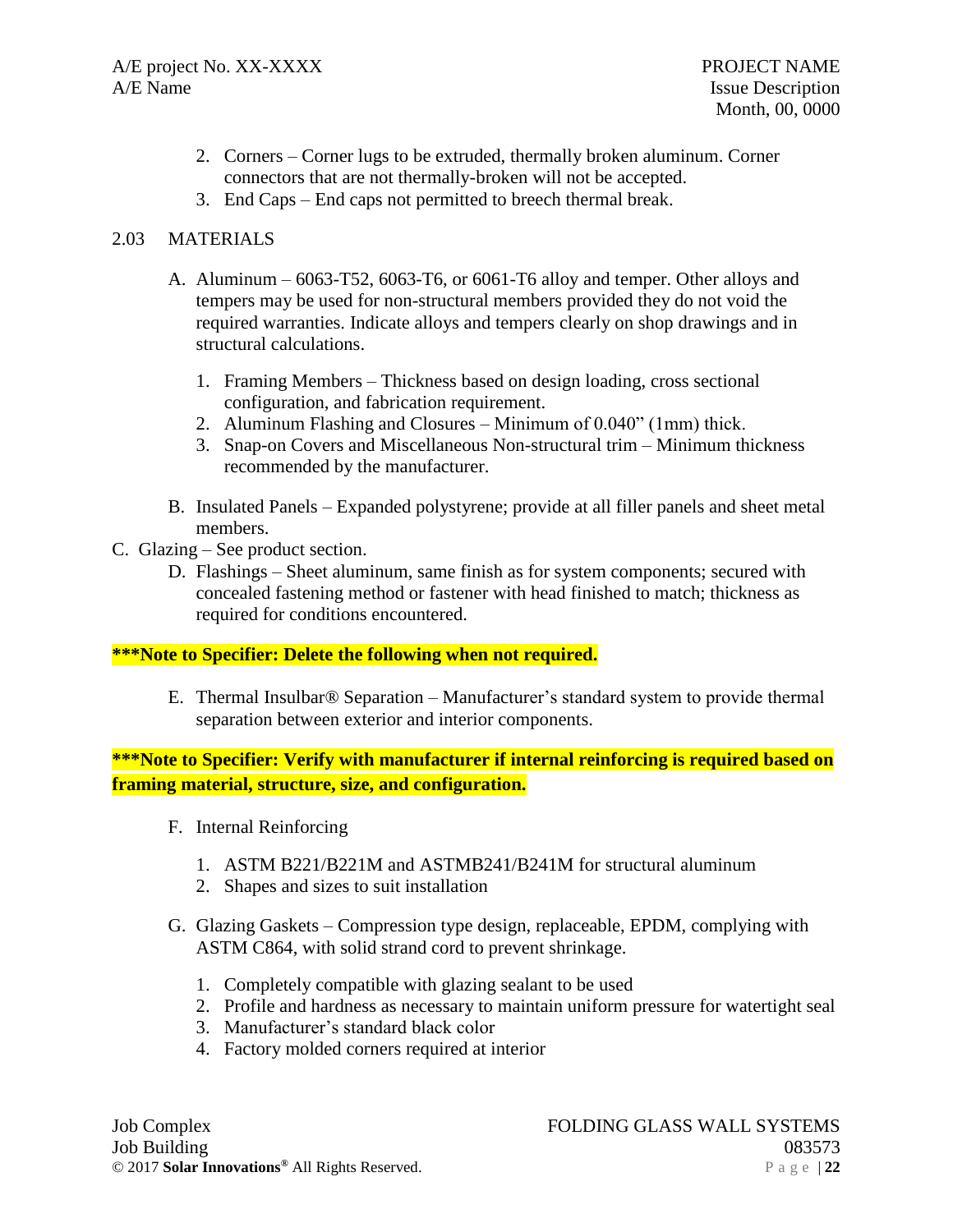2. Corners – Corner lugs to be extruded, thermally broken aluminum. Corner connectors that are not thermally-broken will not be accepted.
3. End Caps – End caps not permitted to breech thermal break.

## 2.03 MATERIALS

A. Aluminum – 6063-T52, 6063-T6, or 6061-T6 alloy and temper. Other alloys and tempers may be used for non-structural members provided they do not void the required warranties. Indicate alloys and tempers clearly on shop drawings and in structural calculations.

   1. Framing Members – Thickness based on design loading, cross sectional configuration, and fabrication requirement.
   2. Aluminum Flashing and Closures – Minimum of 0.040" (1mm) thick.
   3. Snap-on Covers and Miscellaneous Non-structural trim – Minimum thickness recommended by the manufacturer.

B. Insulated Panels – Expanded polystyrene; provide at all filler panels and sheet metal members.

C. Glazing – See product section.

D. Flashings – Sheet aluminum, same finish as for system components; secured with concealed fastening method or fastener with head finished to match; thickness as required for conditions encountered.

**\*\*\*Note to Specifier: Delete the following when not required.**

E. Thermal Insulbar® Separation – Manufacturer's standard system to provide thermal separation between exterior and interior components.

**\*\*\*Note to Specifier: Verify with manufacturer if internal reinforcing is required based on framing material, structure, size, and configuration.**

F. Internal Reinforcing

   1. ASTM B221/B221M and ASTMB241/B241M for structural aluminum
   2. Shapes and sizes to suit installation

G. Glazing Gaskets – Compression type design, replaceable, EPDM, complying with ASTM C864, with solid strand cord to prevent shrinkage.

   1. Completely compatible with glazing sealant to be used
   2. Profile and hardness as necessary to maintain uniform pressure for watertight seal
   3. Manufacturer's standard black color
   4. Factory molded corners required at interior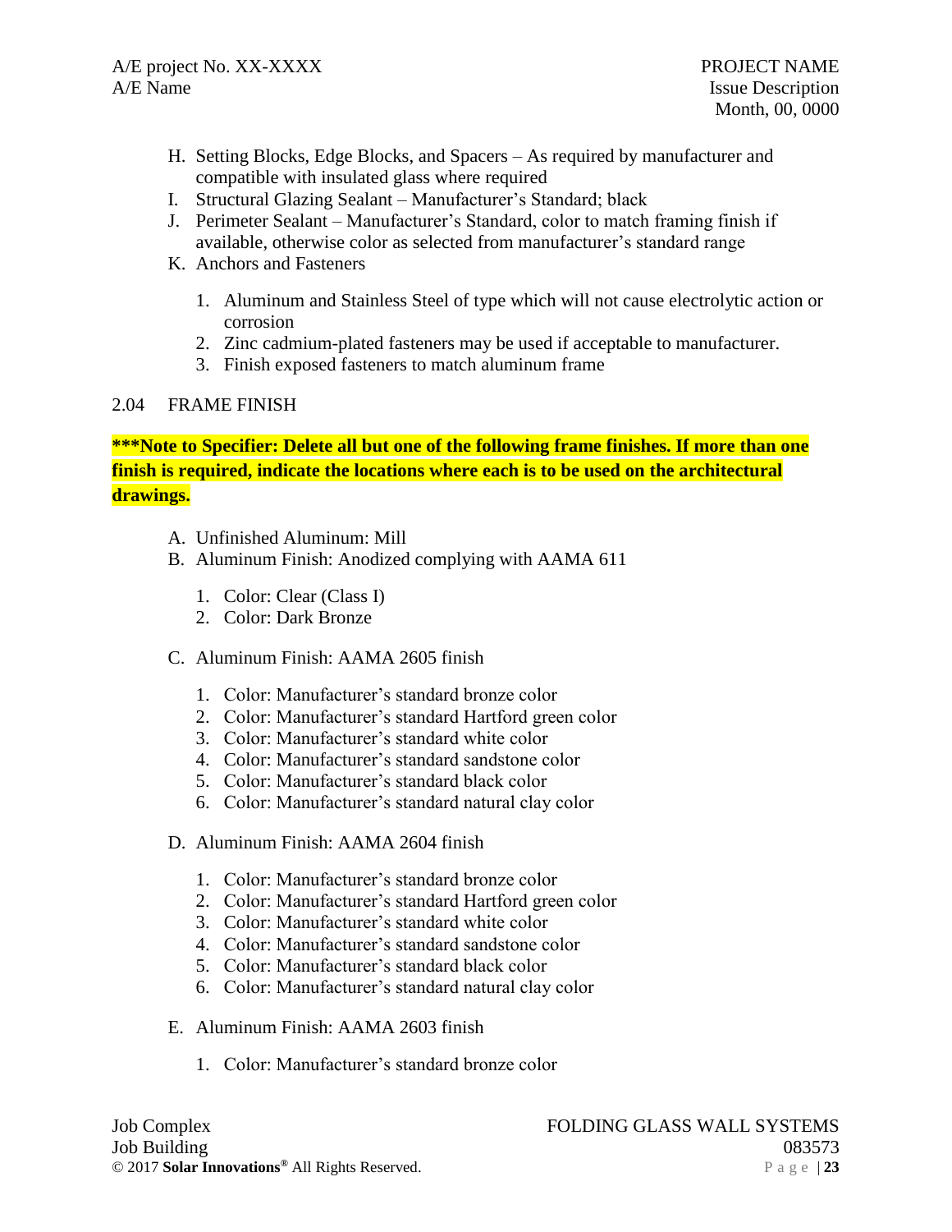H. Setting Blocks, Edge Blocks, and Spacers – As required by manufacturer and compatible with insulated glass where required
I. Structural Glazing Sealant – Manufacturer's Standard; black
J. Perimeter Sealant – Manufacturer's Standard, color to match framing finish if available, otherwise color as selected from manufacturer's standard range
K. Anchors and Fasteners

1. Aluminum and Stainless Steel of type which will not cause electrolytic action or corrosion
2. Zinc cadmium-plated fasteners may be used if acceptable to manufacturer.
3. Finish exposed fasteners to match aluminum frame

2.04 FRAME FINISH

**\*\*\*Note to Specifier: Delete all but one of the following frame finishes. If more than one finish is required, indicate the locations where each is to be used on the architectural drawings.**

A. Unfinished Aluminum: Mill
B. Aluminum Finish: Anodized complying with AAMA 611

1. Color: Clear (Class I)
2. Color: Dark Bronze

C. Aluminum Finish: AAMA 2605 finish

1. Color: Manufacturer's standard bronze color
2. Color: Manufacturer's standard Hartford green color
3. Color: Manufacturer's standard white color
4. Color: Manufacturer's standard sandstone color
5. Color: Manufacturer's standard black color
6. Color: Manufacturer's standard natural clay color

D. Aluminum Finish: AAMA 2604 finish

1. Color: Manufacturer's standard bronze color
2. Color: Manufacturer's standard Hartford green color
3. Color: Manufacturer's standard white color
4. Color: Manufacturer's standard sandstone color
5. Color: Manufacturer's standard black color
6. Color: Manufacturer's standard natural clay color

E. Aluminum Finish: AAMA 2603 finish

1. Color: Manufacturer's standard bronze color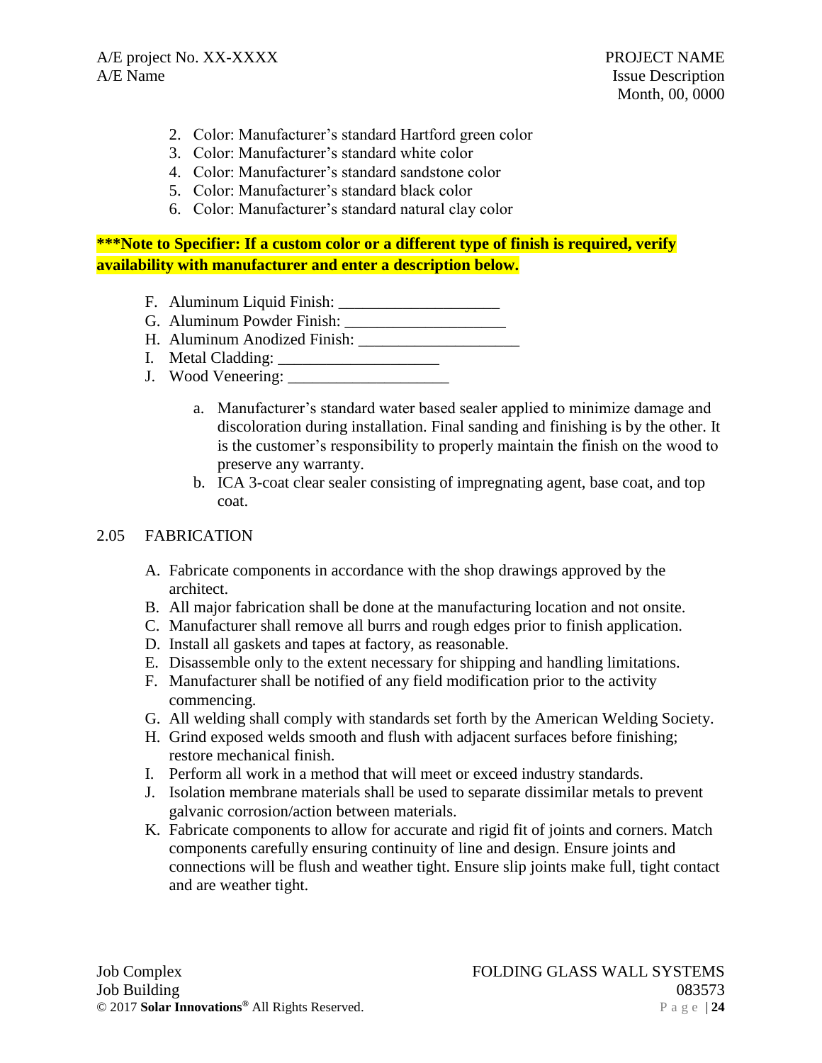2. Color: Manufacturer's standard Hartford green color
3. Color: Manufacturer's standard white color
4. Color: Manufacturer's standard sandstone color
5. Color: Manufacturer's standard black color
6. Color: Manufacturer's standard natural clay color

**\*\*\*Note to Specifier: If a custom color or a different type of finish is required, verify availability with manufacturer and enter a description below.**

F. Aluminum Liquid Finish: ____________________
G. Aluminum Powder Finish: ____________________
H. Aluminum Anodized Finish: ____________________
I. Metal Cladding: ____________________
J. Wood Veneering: ____________________

   a. Manufacturer's standard water based sealer applied to minimize damage and discoloration during installation. Final sanding and finishing is by the other. It is the customer's responsibility to properly maintain the finish on the wood to preserve any warranty.
   b. ICA 3-coat clear sealer consisting of impregnating agent, base coat, and top coat.

## 2.05 FABRICATION

A. Fabricate components in accordance with the shop drawings approved by the architect.
B. All major fabrication shall be done at the manufacturing location and not onsite.
C. Manufacturer shall remove all burrs and rough edges prior to finish application.
D. Install all gaskets and tapes at factory, as reasonable.
E. Disassemble only to the extent necessary for shipping and handling limitations.
F. Manufacturer shall be notified of any field modification prior to the activity commencing.
G. All welding shall comply with standards set forth by the American Welding Society.
H. Grind exposed welds smooth and flush with adjacent surfaces before finishing; restore mechanical finish.
I. Perform all work in a method that will meet or exceed industry standards.
J. Isolation membrane materials shall be used to separate dissimilar metals to prevent galvanic corrosion/action between materials.
K. Fabricate components to allow for accurate and rigid fit of joints and corners. Match components carefully ensuring continuity of line and design. Ensure joints and connections will be flush and weather tight. Ensure slip joints make full, tight contact and are weather tight.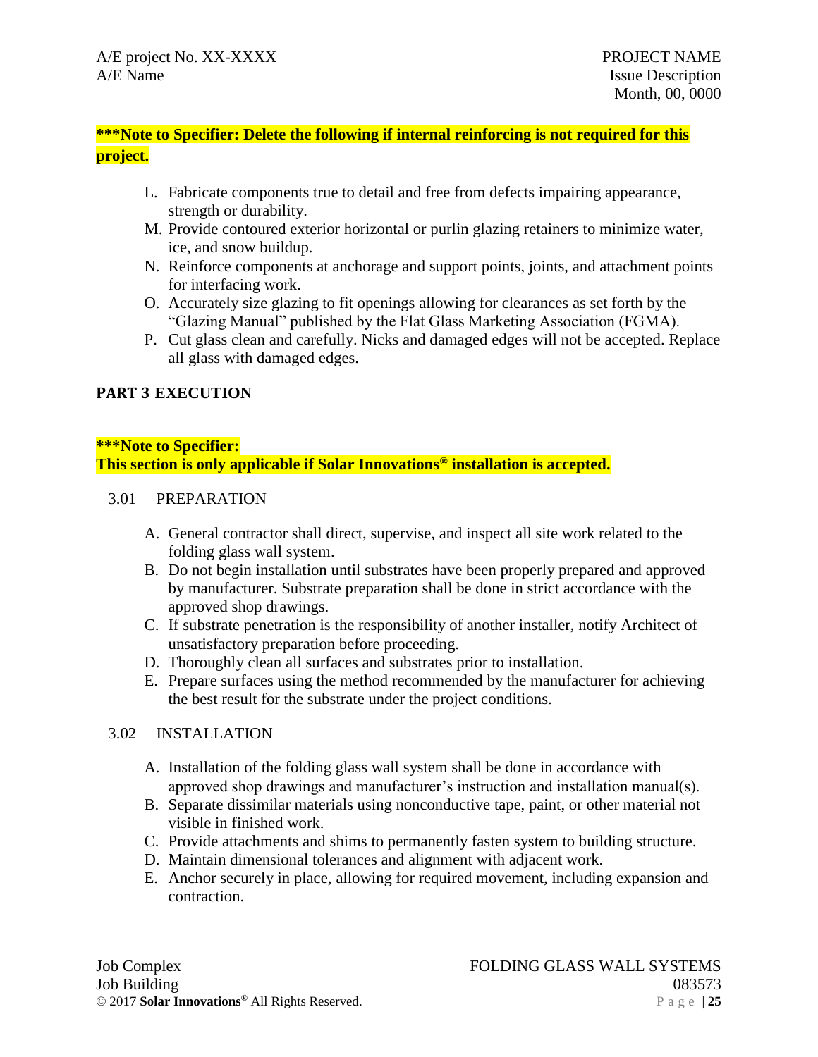**\*\*\*Note to Specifier: Delete the following if internal reinforcing is not required for this project.**

L. Fabricate components true to detail and free from defects impairing appearance, strength or durability.
M. Provide contoured exterior horizontal or purlin glazing retainers to minimize water, ice, and snow buildup.
N. Reinforce components at anchorage and support points, joints, and attachment points for interfacing work.
O. Accurately size glazing to fit openings allowing for clearances as set forth by the "Glazing Manual" published by the Flat Glass Marketing Association (FGMA).
P. Cut glass clean and carefully. Nicks and damaged edges will not be accepted. Replace all glass with damaged edges.

## PART 3 EXECUTION

**\*\*\*Note to Specifier:**
**This section is only applicable if Solar Innovations® installation is accepted.**

### 3.01 PREPARATION

A. General contractor shall direct, supervise, and inspect all site work related to the folding glass wall system.
B. Do not begin installation until substrates have been properly prepared and approved by manufacturer. Substrate preparation shall be done in strict accordance with the approved shop drawings.
C. If substrate penetration is the responsibility of another installer, notify Architect of unsatisfactory preparation before proceeding.
D. Thoroughly clean all surfaces and substrates prior to installation.
E. Prepare surfaces using the method recommended by the manufacturer for achieving the best result for the substrate under the project conditions.

### 3.02 INSTALLATION

A. Installation of the folding glass wall system shall be done in accordance with approved shop drawings and manufacturer's instruction and installation manual(s).
B. Separate dissimilar materials using nonconductive tape, paint, or other material not visible in finished work.
C. Provide attachments and shims to permanently fasten system to building structure.
D. Maintain dimensional tolerances and alignment with adjacent work.
E. Anchor securely in place, allowing for required movement, including expansion and contraction.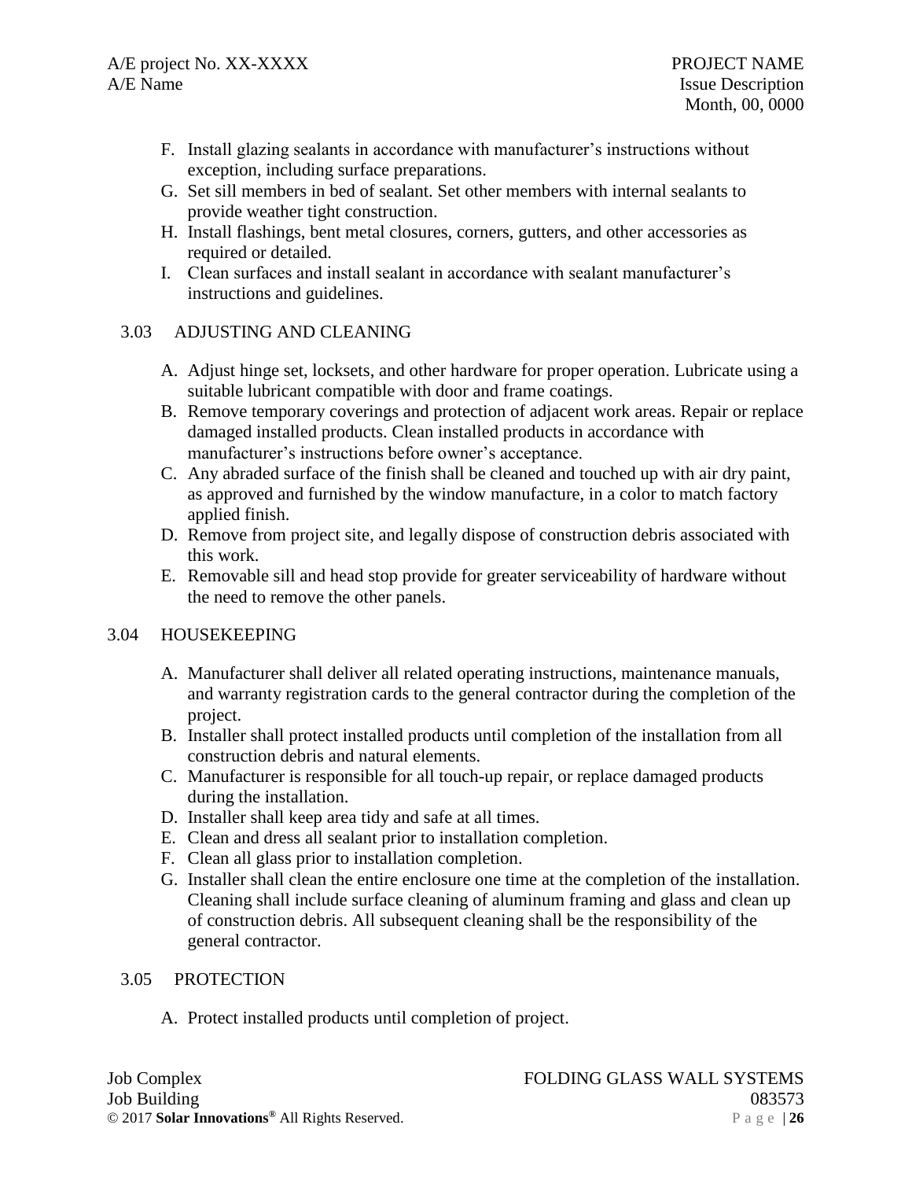F. Install glazing sealants in accordance with manufacturer's instructions without exception, including surface preparations.
G. Set sill members in bed of sealant. Set other members with internal sealants to provide weather tight construction.
H. Install flashings, bent metal closures, corners, gutters, and other accessories as required or detailed.
I. Clean surfaces and install sealant in accordance with sealant manufacturer's instructions and guidelines.

## 3.03 ADJUSTING AND CLEANING

A. Adjust hinge set, locksets, and other hardware for proper operation. Lubricate using a suitable lubricant compatible with door and frame coatings.
B. Remove temporary coverings and protection of adjacent work areas. Repair or replace damaged installed products. Clean installed products in accordance with manufacturer's instructions before owner's acceptance.
C. Any abraded surface of the finish shall be cleaned and touched up with air dry paint, as approved and furnished by the window manufacture, in a color to match factory applied finish.
D. Remove from project site, and legally dispose of construction debris associated with this work.
E. Removable sill and head stop provide for greater serviceability of hardware without the need to remove the other panels.

## 3.04 HOUSEKEEPING

A. Manufacturer shall deliver all related operating instructions, maintenance manuals, and warranty registration cards to the general contractor during the completion of the project.
B. Installer shall protect installed products until completion of the installation from all construction debris and natural elements.
C. Manufacturer is responsible for all touch-up repair, or replace damaged products during the installation.
D. Installer shall keep area tidy and safe at all times.
E. Clean and dress all sealant prior to installation completion.
F. Clean all glass prior to installation completion.
G. Installer shall clean the entire enclosure one time at the completion of the installation. Cleaning shall include surface cleaning of aluminum framing and glass and clean up of construction debris. All subsequent cleaning shall be the responsibility of the general contractor.

## 3.05 PROTECTION

A. Protect installed products until completion of project.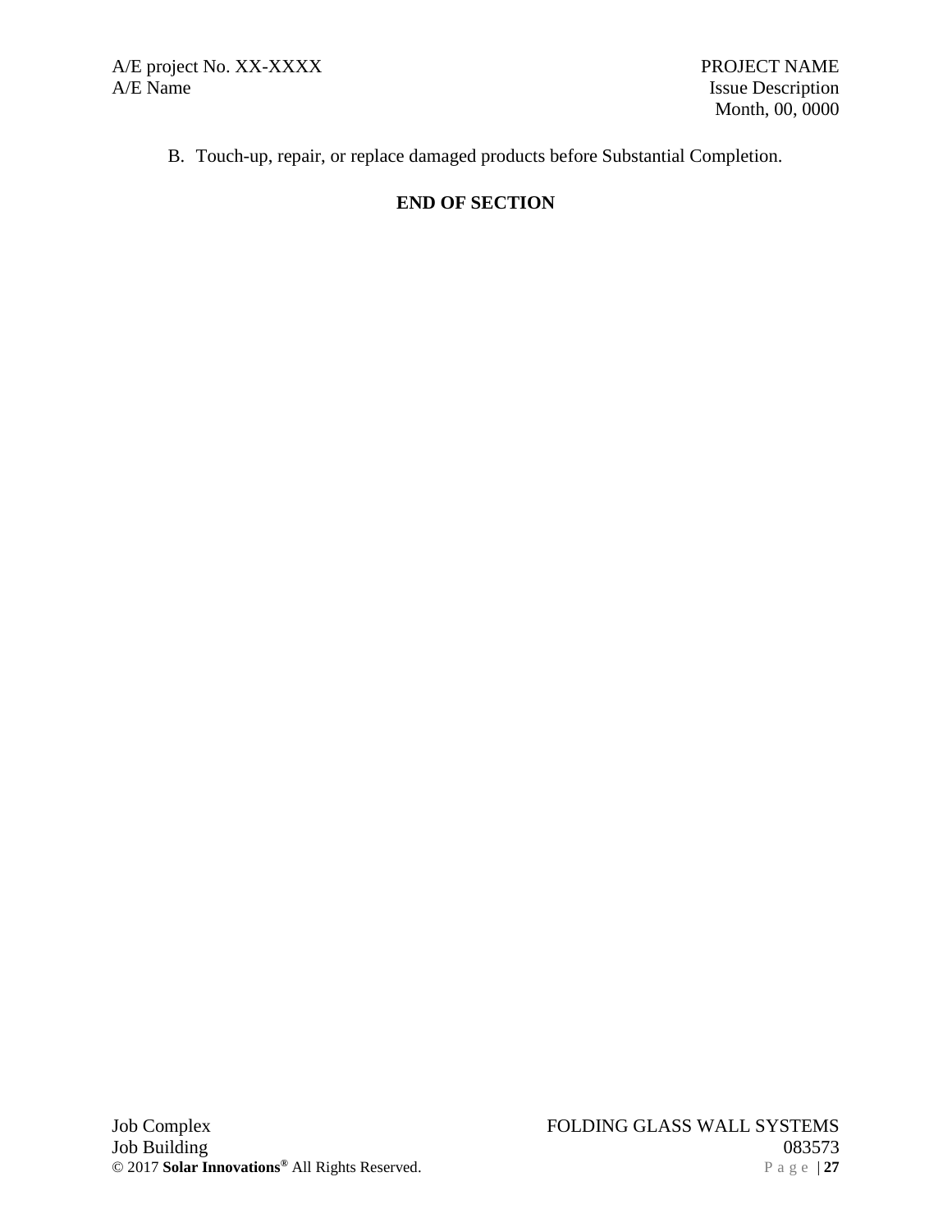B. Touch-up, repair, or replace damaged products before Substantial Completion.

**END OF SECTION**